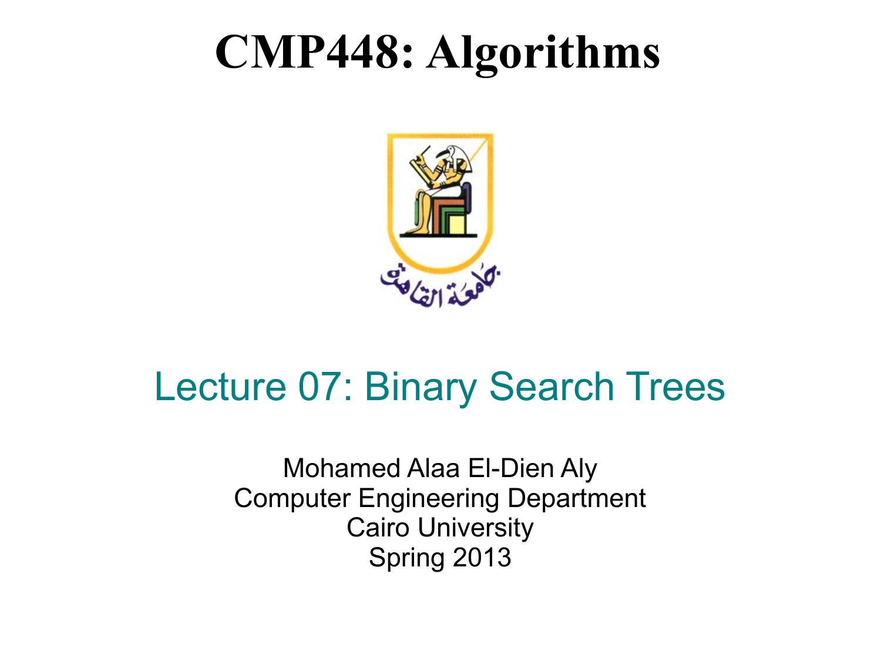# CMP448: Algorithms

جامعة القاهرة

## Lecture 07: Binary Search Trees

Mohamed Alaa El-Dien Aly
Computer Engineering Department
Cairo University
Spring 2013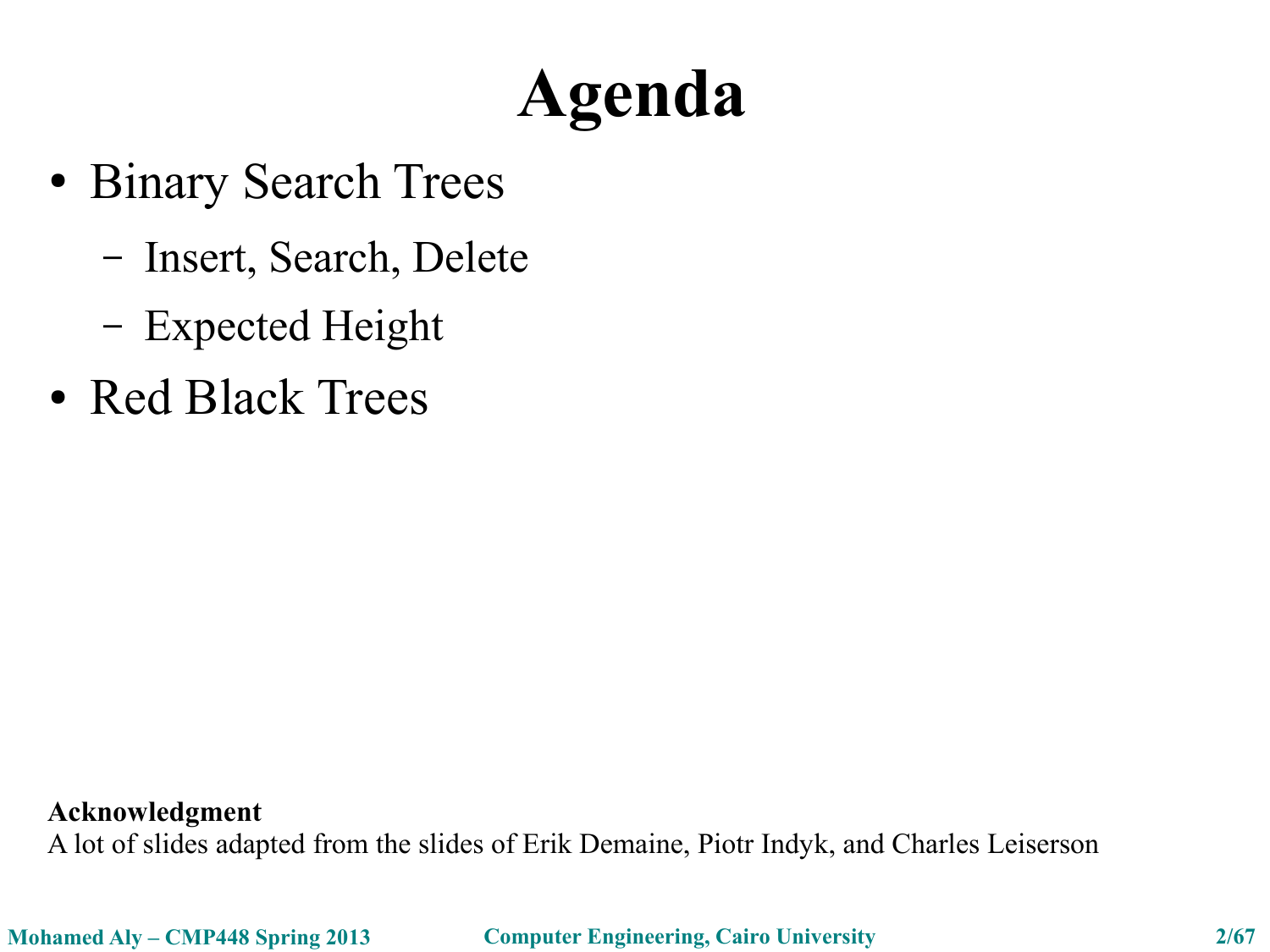# Agenda

- Binary Search Trees
  - Insert, Search, Delete
  - Expected Height
- Red Black Trees

**Acknowledgment**
A lot of slides adapted from the slides of Erik Demaine, Piotr Indyk, and Charles Leiserson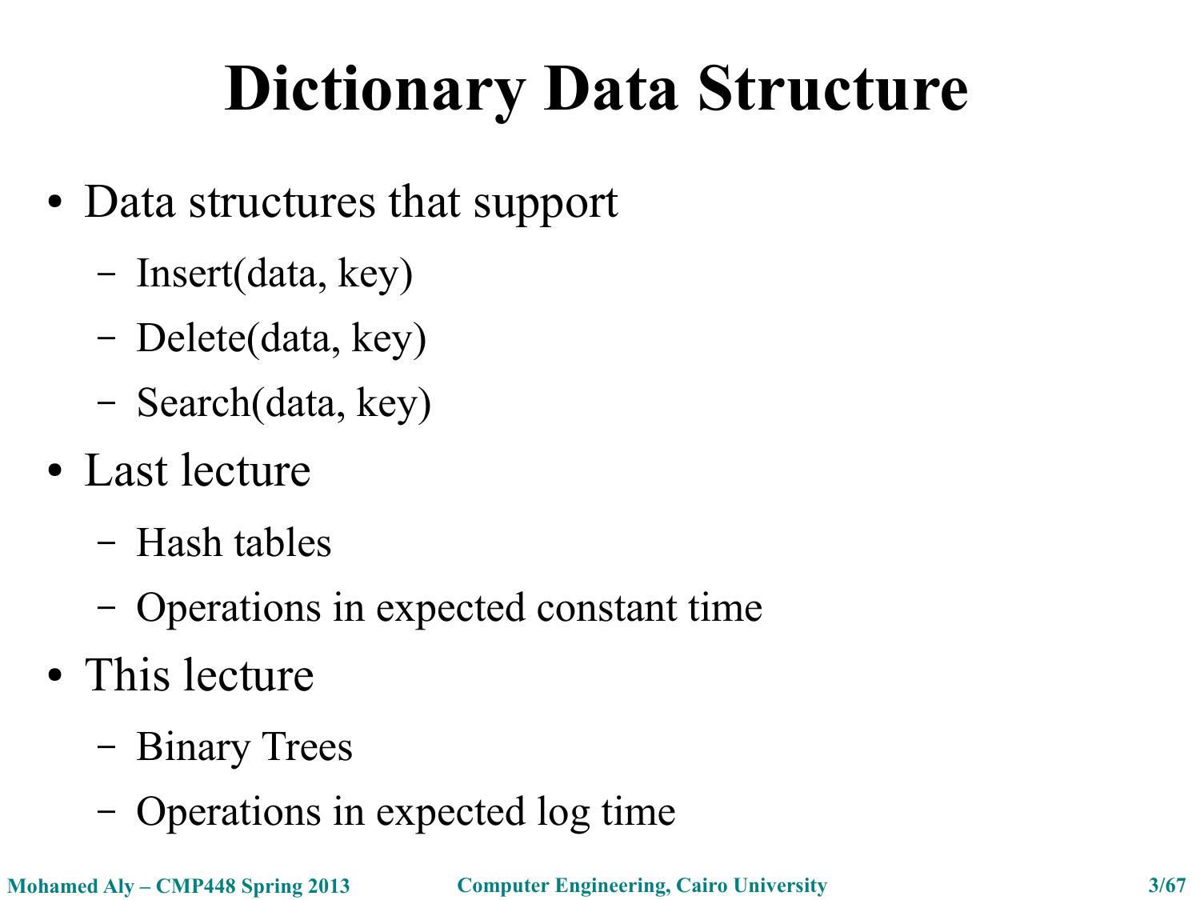# Dictionary Data Structure

- Data structures that support
  - Insert(data, key)
  - Delete(data, key)
  - Search(data, key)
- Last lecture
  - Hash tables
  - Operations in expected constant time
- This lecture
  - Binary Trees
  - Operations in expected log time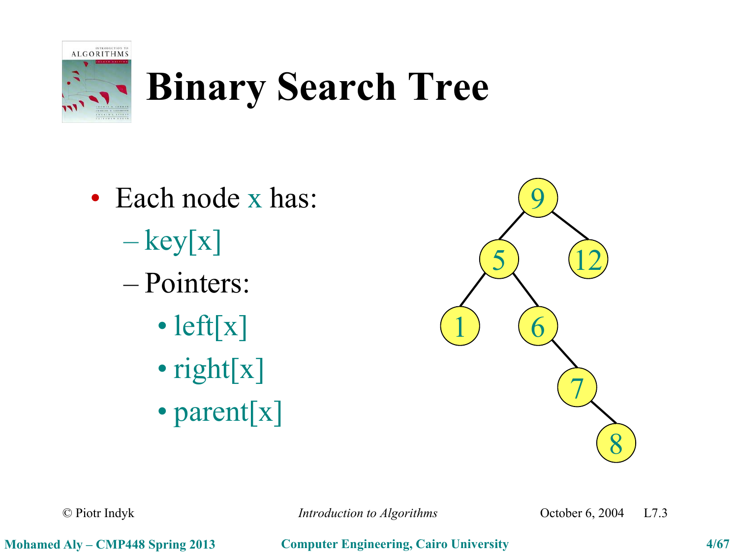# Binary Search Tree

- Each node x has:
  - key[x]
  - Pointers:
    - left[x]
    - right[x]
    - parent[x]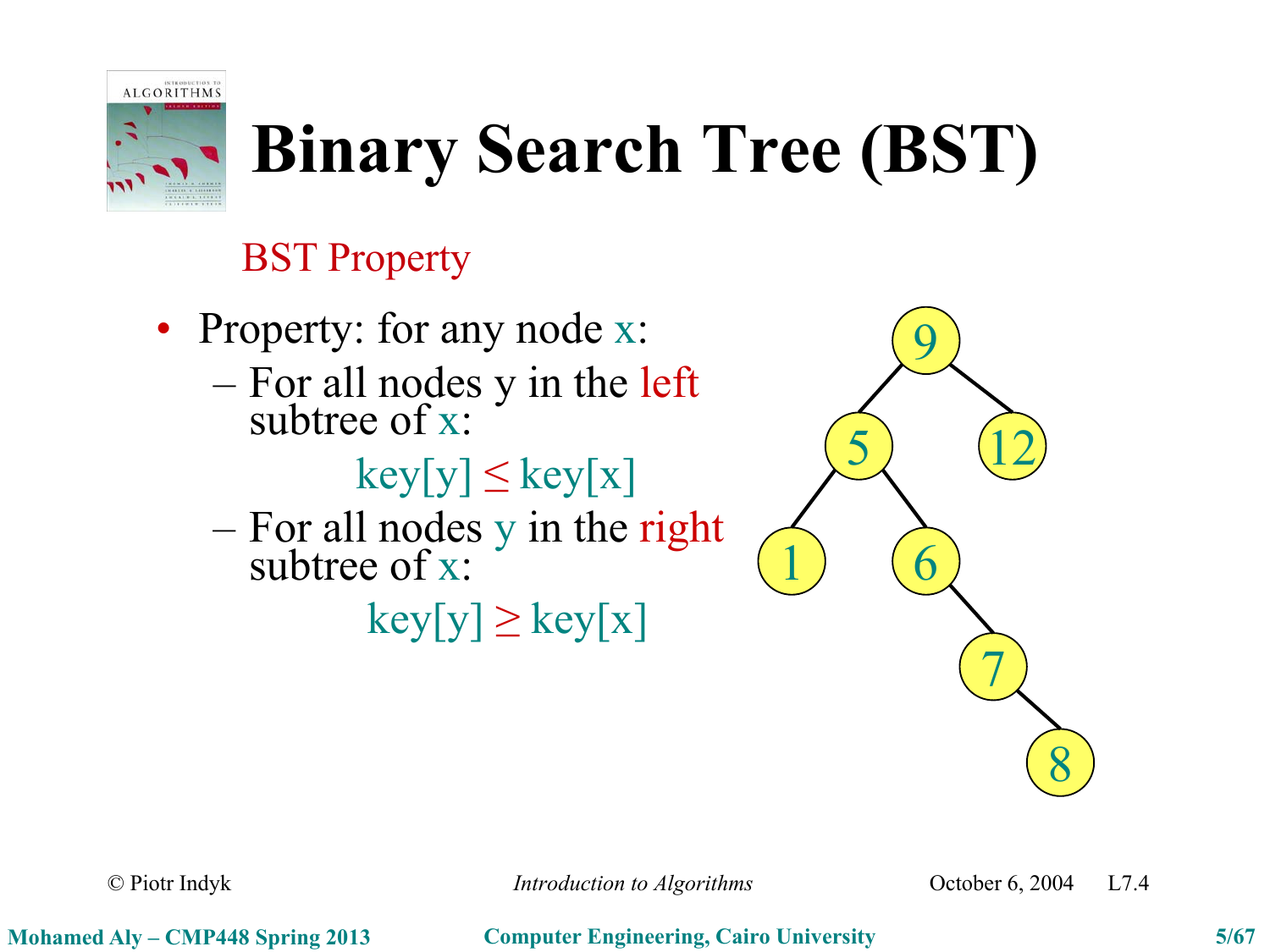# Binary Search Tree (BST)

BST Property

- Property: for any node $x$:
  - For all nodes $y$ in the left subtree of $x$:

    $$key[y] \leq key[x]$$

  - For all nodes $y$ in the right subtree of $x$:

    $$key[y] \geq key[x]$$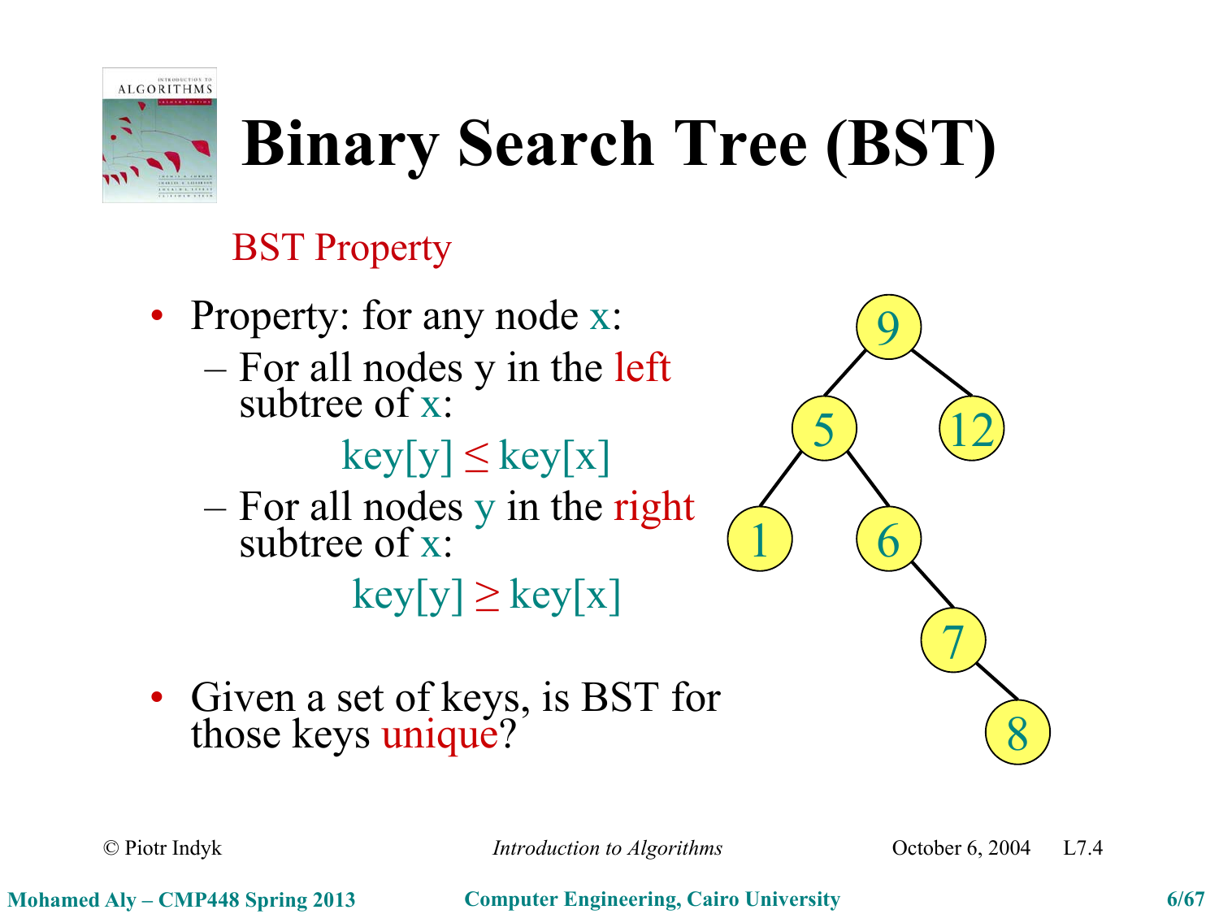# Binary Search Tree (BST)

BST Property

- Property: for any node x:
  - For all nodes y in the left subtree of x:

    $$key[y] \leq key[x]$$

  - For all nodes y in the right subtree of x:

    $$key[y] \geq key[x]$$

- Given a set of keys, is BST for those keys unique?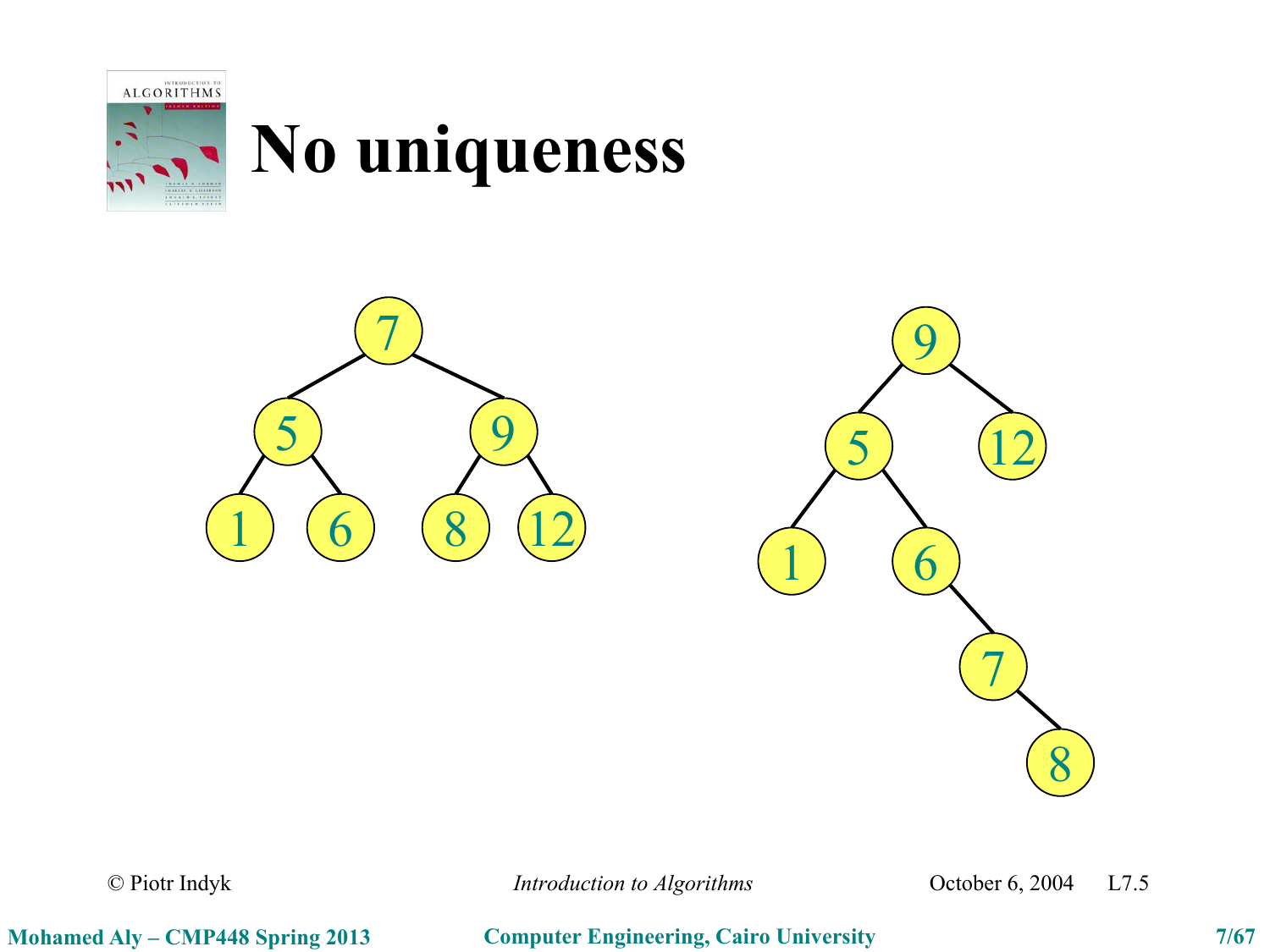# No uniqueness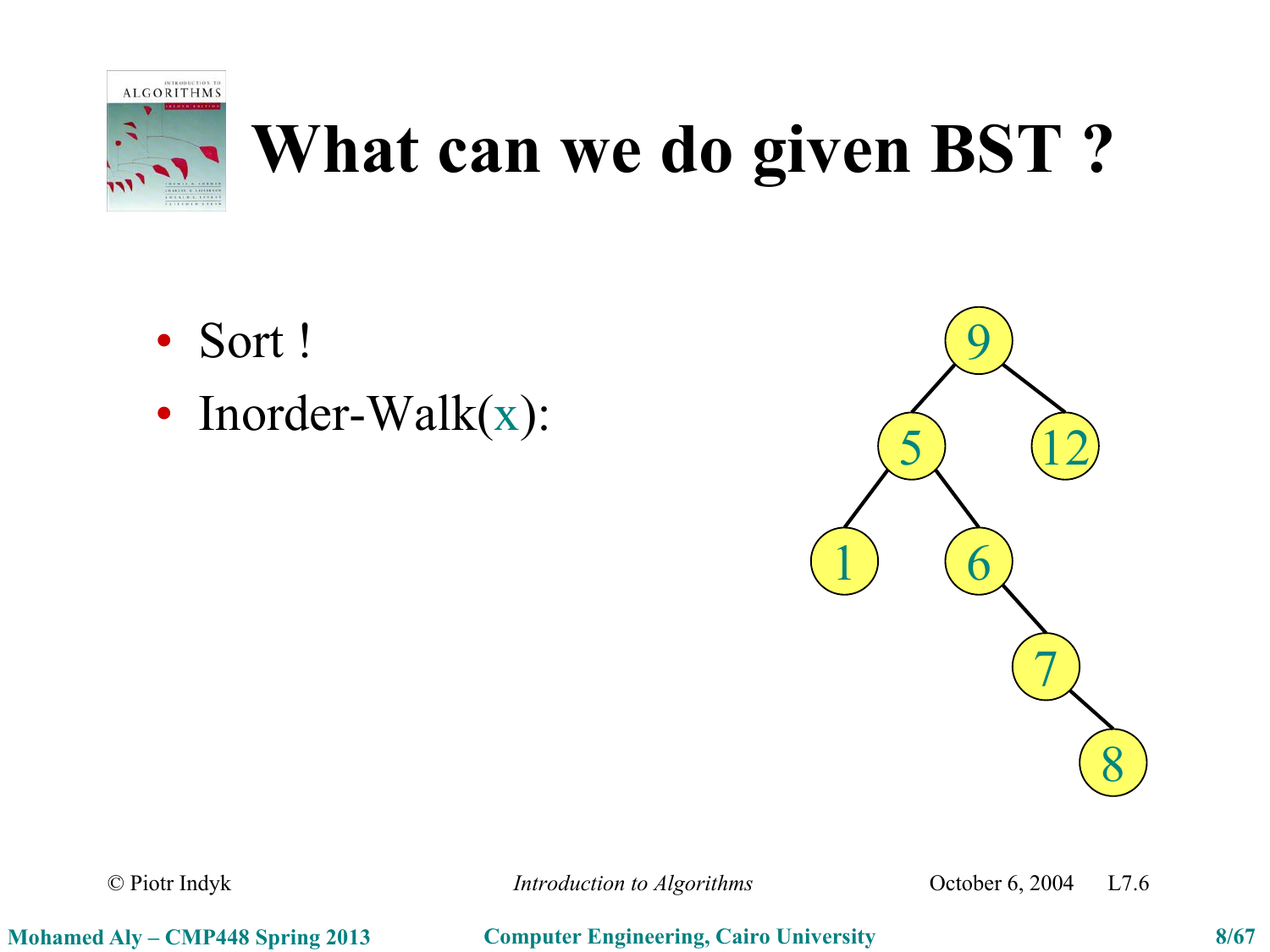# What can we do given BST ?

- Sort !
- Inorder-Walk(x):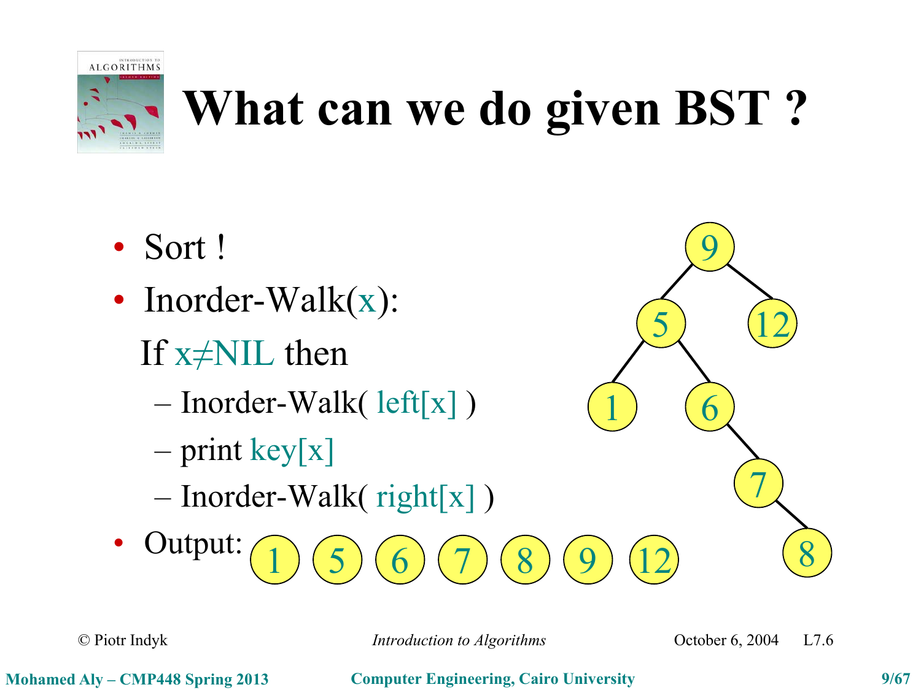# What can we do given BST ?

- Sort !
- Inorder-Walk(x):

  If x≠NIL then

  – Inorder-Walk( left[x] )

  – print key[x]

  – Inorder-Walk( right[x] )
- Output: 1 5 6 7 8 9 12

© Piotr Indyk *Introduction to Algorithms* October 6, 2004 L7.6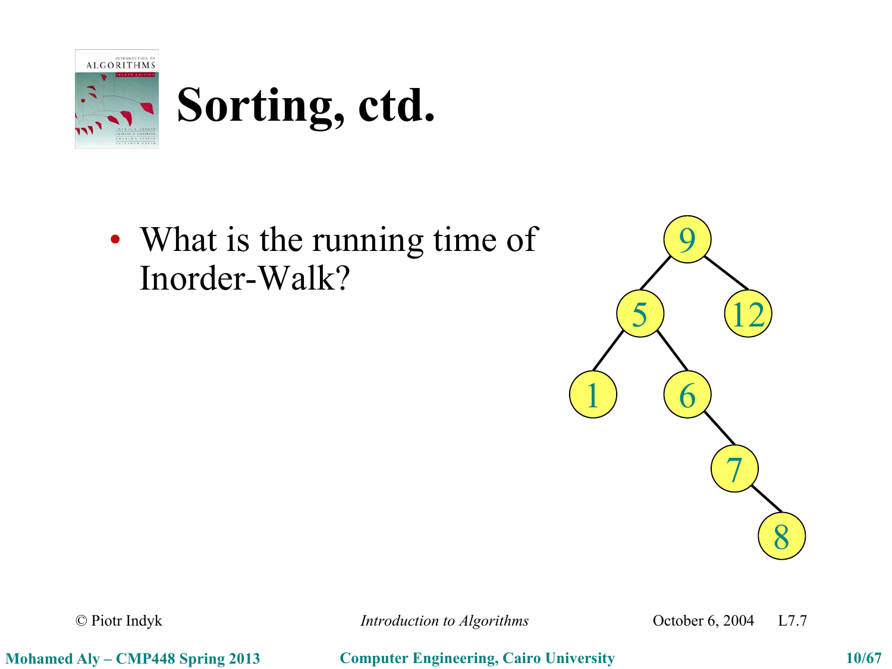# Sorting, ctd.

- What is the running time of Inorder-Walk?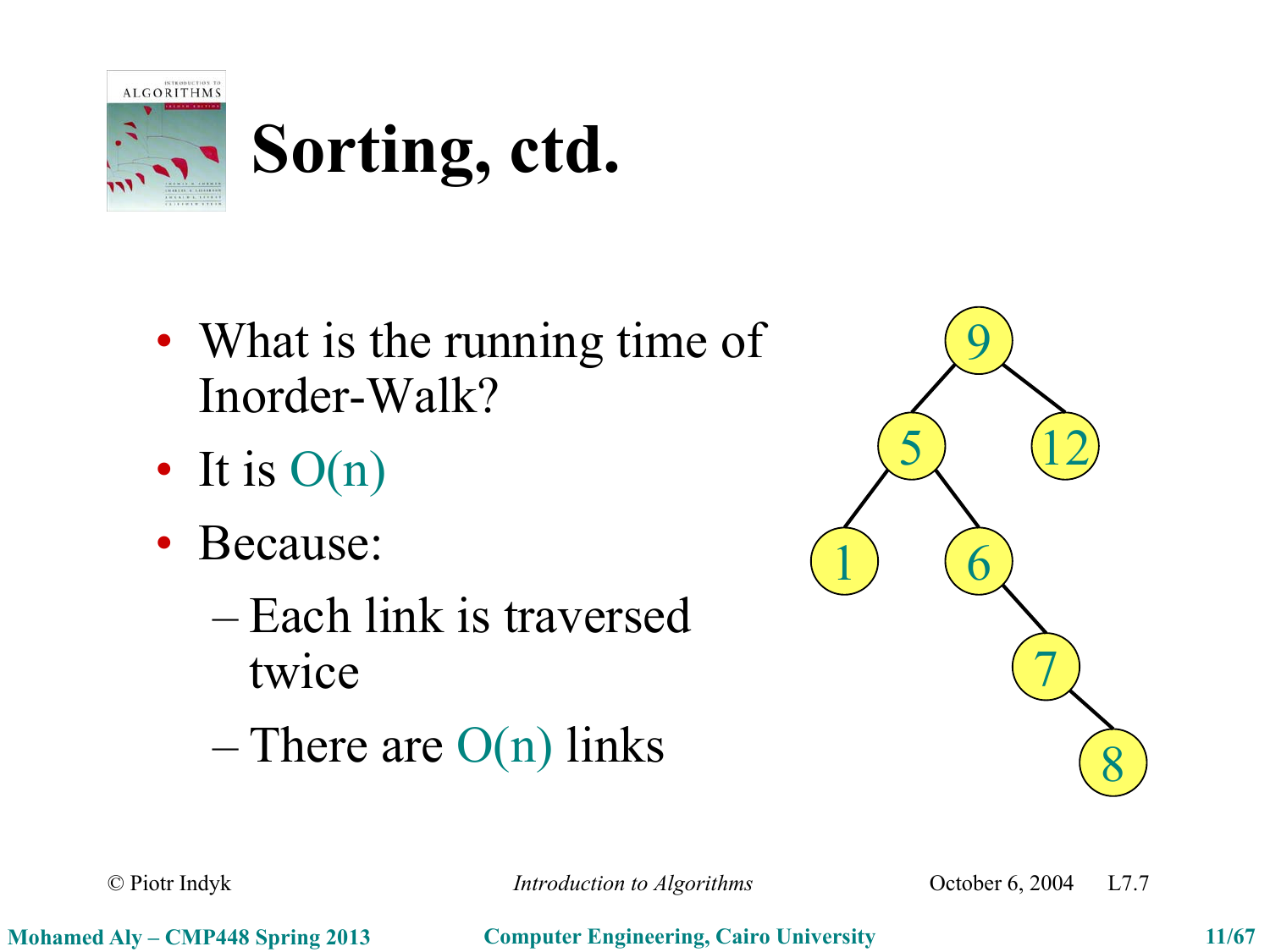# Sorting, ctd.

- What is the running time of Inorder-Walk?
- It is O(n)
- Because:
  - Each link is traversed twice
  - There are O(n) links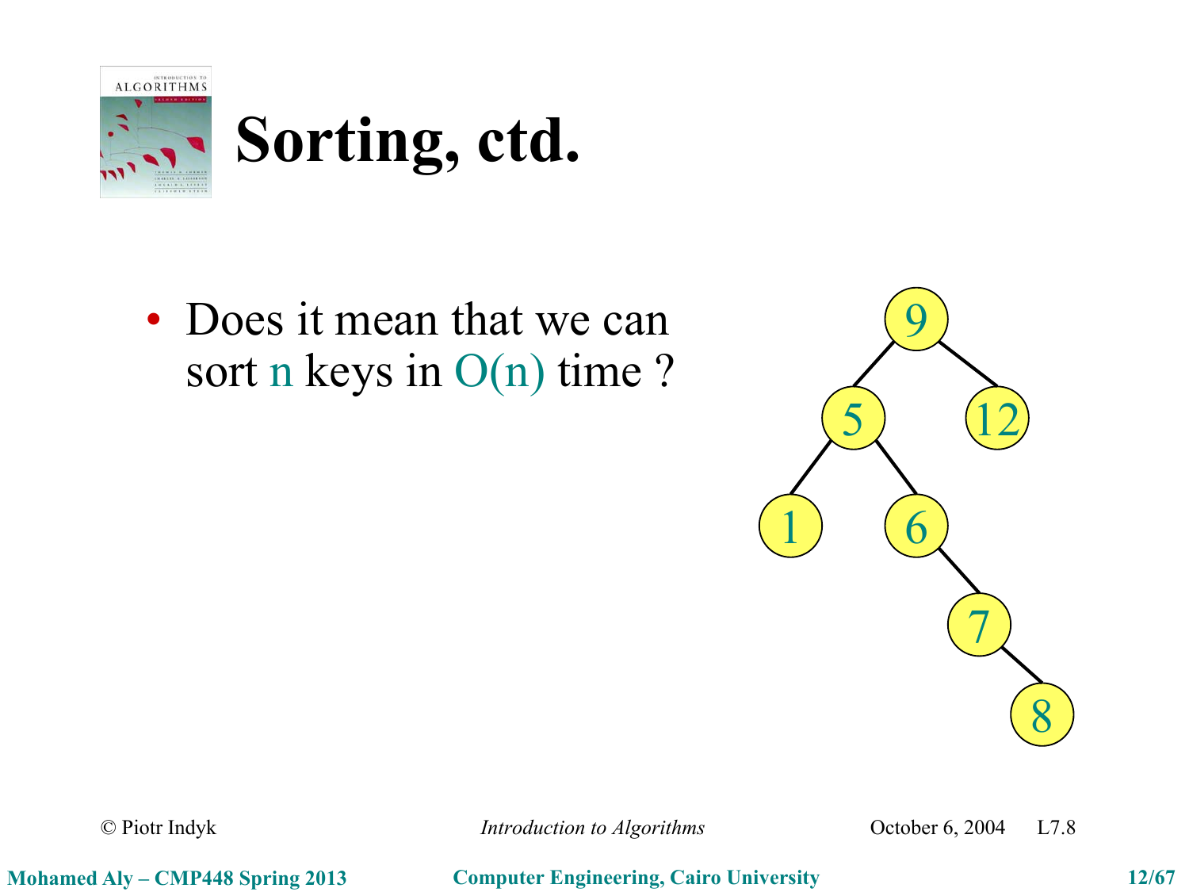# Sorting, ctd.

- Does it mean that we can sort $n$ keys in $O(n)$ time ?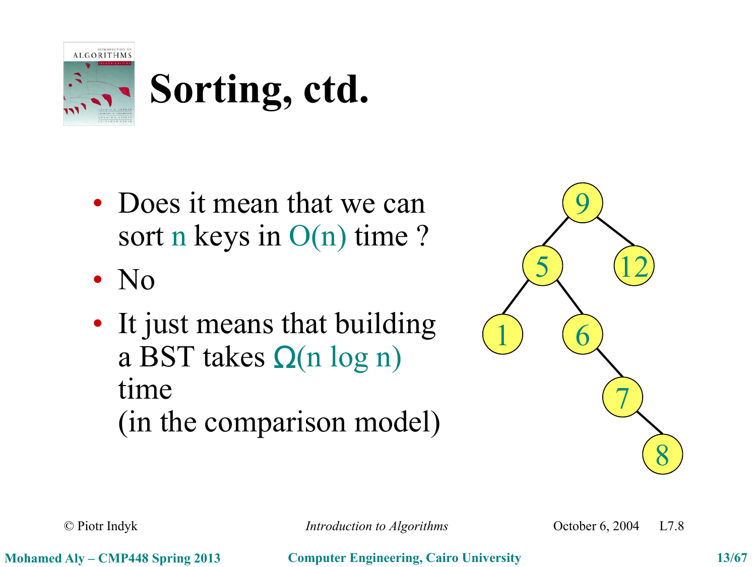# Sorting, ctd.

- Does it mean that we can sort $n$ keys in $O(n)$ time ?
- No
- It just means that building a BST takes $\Omega(n \log n)$ time
  (in the comparison model)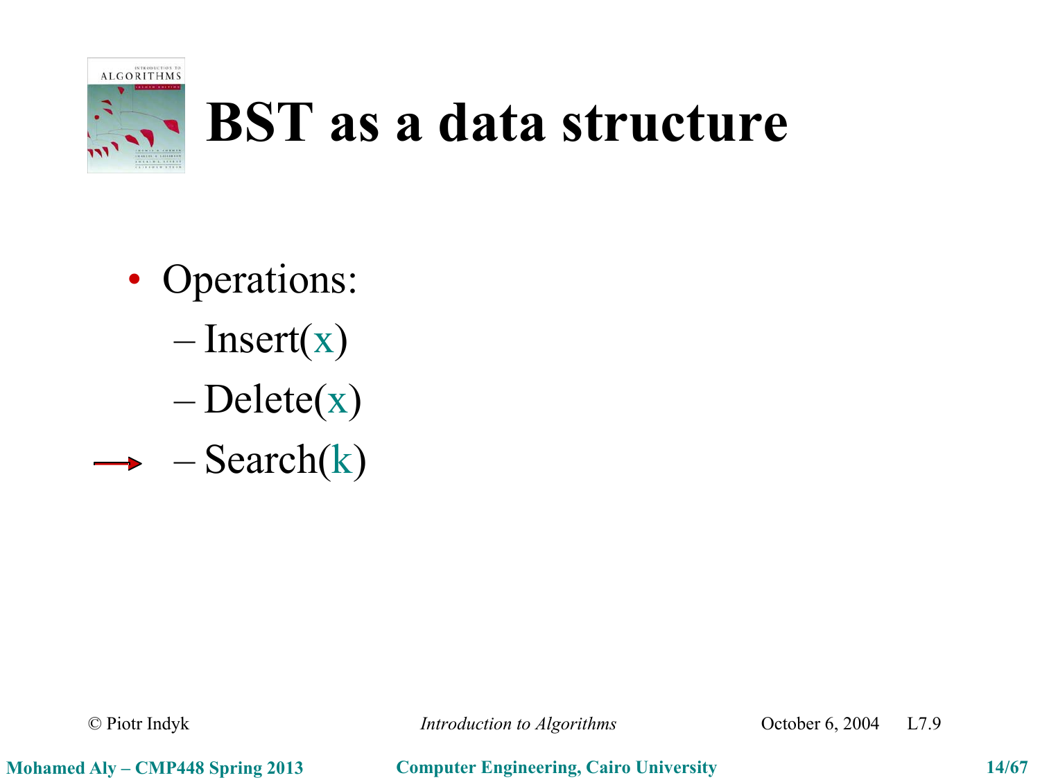# BST as a data structure

- Operations:
  - Insert(x)
  - Delete(x)
  - Search(k)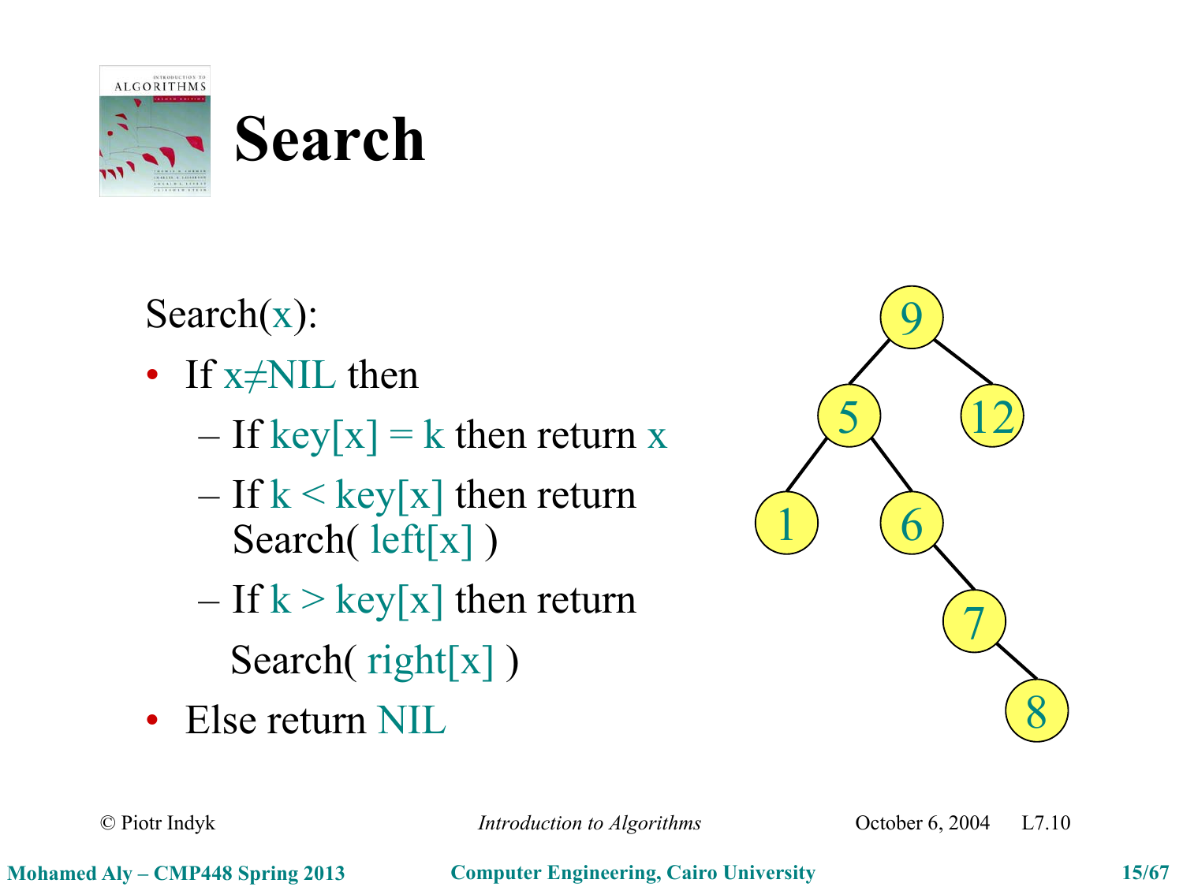# Search

Search(x):

- If $x \neq$ NIL then
  - If key[x] = k then return x
  - If k < key[x] then return Search( left[x] )
  - If k > key[x] then return Search( right[x] )
- Else return NIL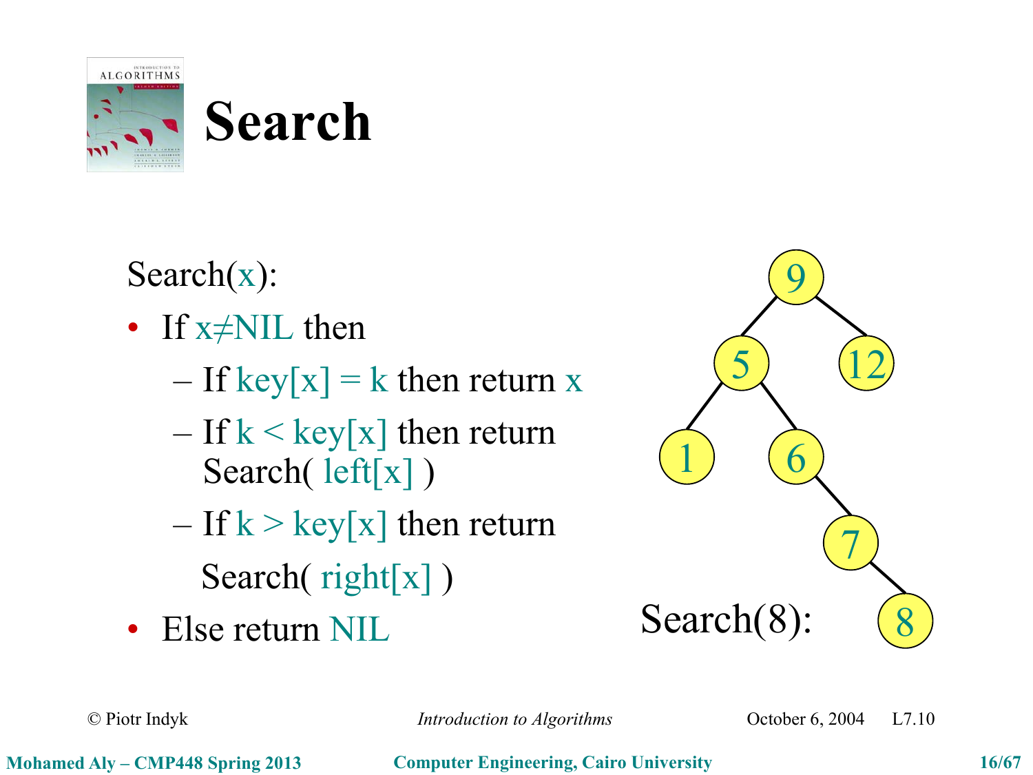# Search

Search(x):

- If x≠NIL then
  - If key[x] = k then return x
  - If k < key[x] then return Search( left[x] )
  - If k > key[x] then return Search( right[x] )
- Else return NIL

Search(8):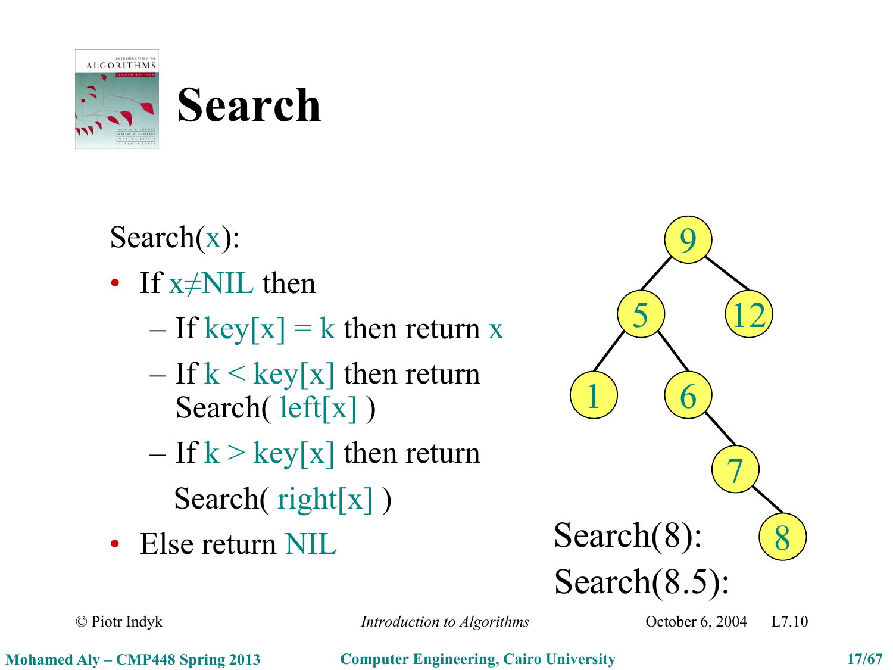# Search

Search(x):

- If x≠NIL then
  - If key[x] = k then return x
  - If k < key[x] then return Search( left[x] )
  - If k > key[x] then return Search( right[x] )
- Else return NIL

Search(8):

Search(8.5):

© Piotr Indyk *Introduction to Algorithms* October 6, 2004 L7.10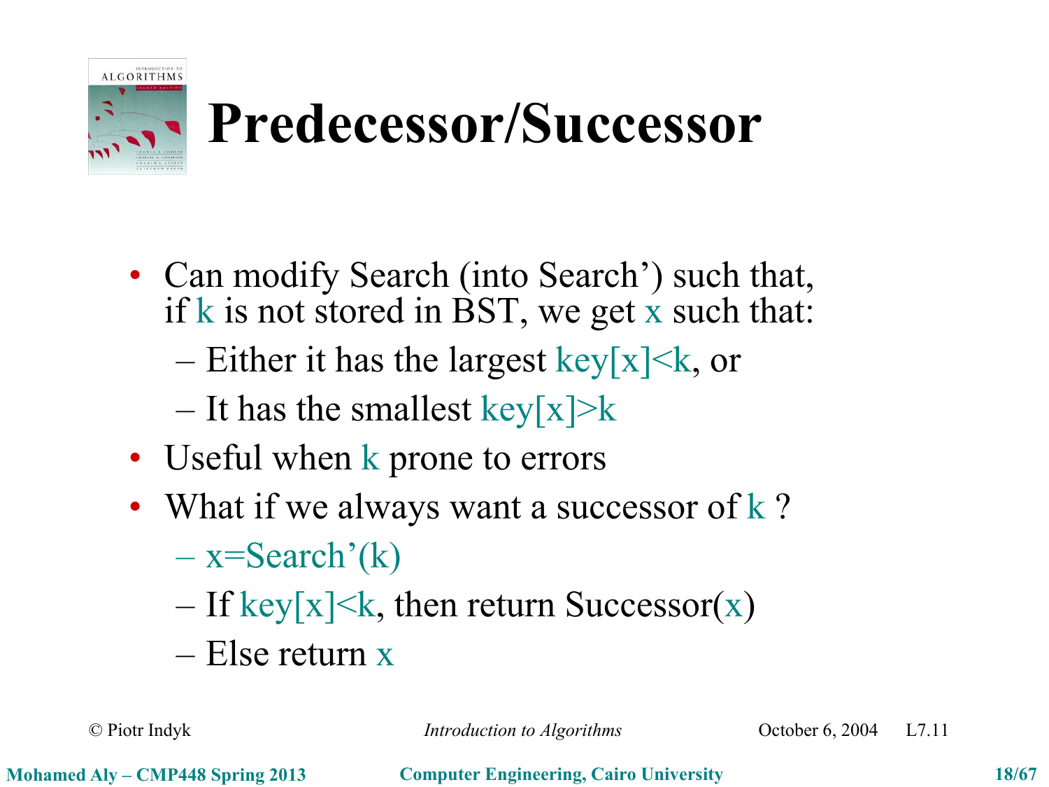# Predecessor/Successor

- Can modify Search (into Search') such that, if $k$ is not stored in BST, we get $x$ such that:
  - Either it has the largest $key[x]<k$, or
  - It has the smallest $key[x]>k$
- Useful when $k$ prone to errors
- What if we always want a successor of $k$ ?
  - $x$=Search'($k$)
  - If $key[x]<k$, then return Successor($x$)
  - Else return $x$

© Piotr Indyk *Introduction to Algorithms* October 6, 2004 L7.11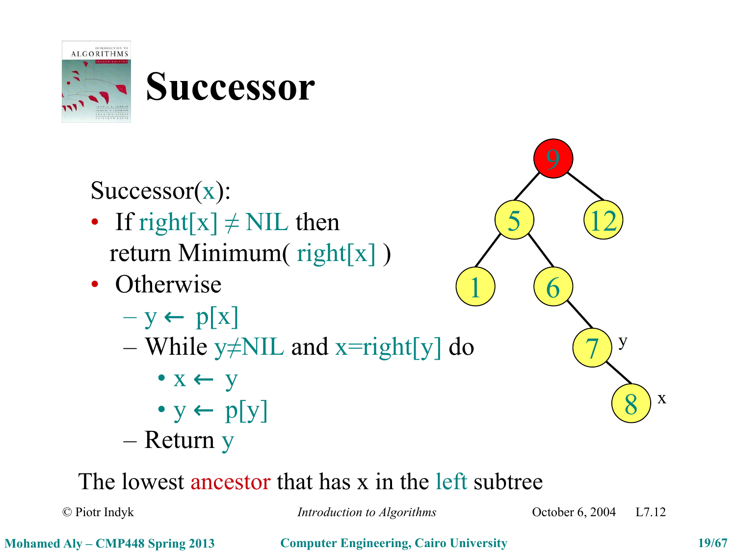# Successor

Successor(x):

- If right[x] ≠ NIL then return Minimum( right[x] )
- Otherwise
  - y ← p[x]
  - While y≠NIL and x=right[y] do
    - x ← y
    - y ← p[y]
  - Return y

The lowest ancestor that has x in the left subtree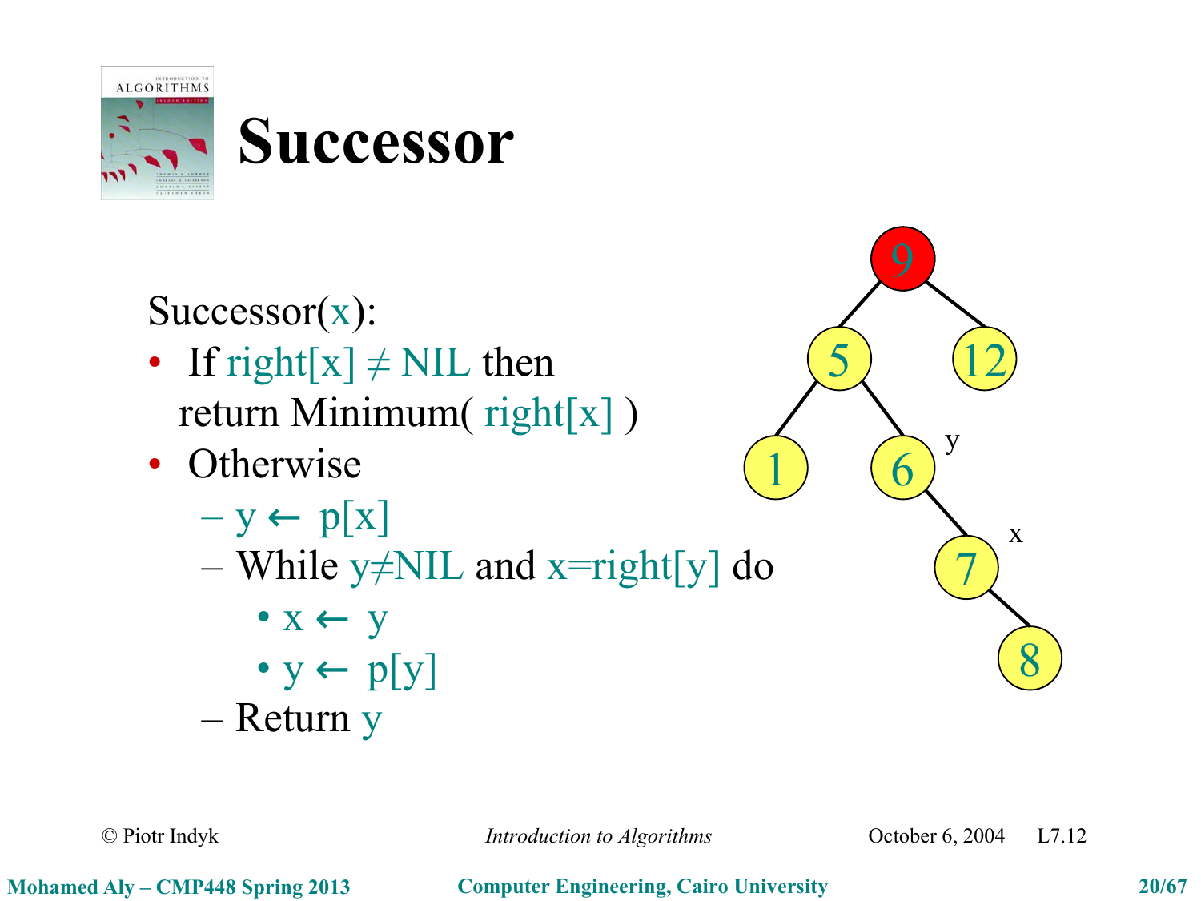# Successor

Successor(x):

- If right[x] ≠ NIL then return Minimum( right[x] )
- Otherwise
  - y ← p[x]
  - While y≠NIL and x=right[y] do
    - x ← y
    - y ← p[y]
  - Return y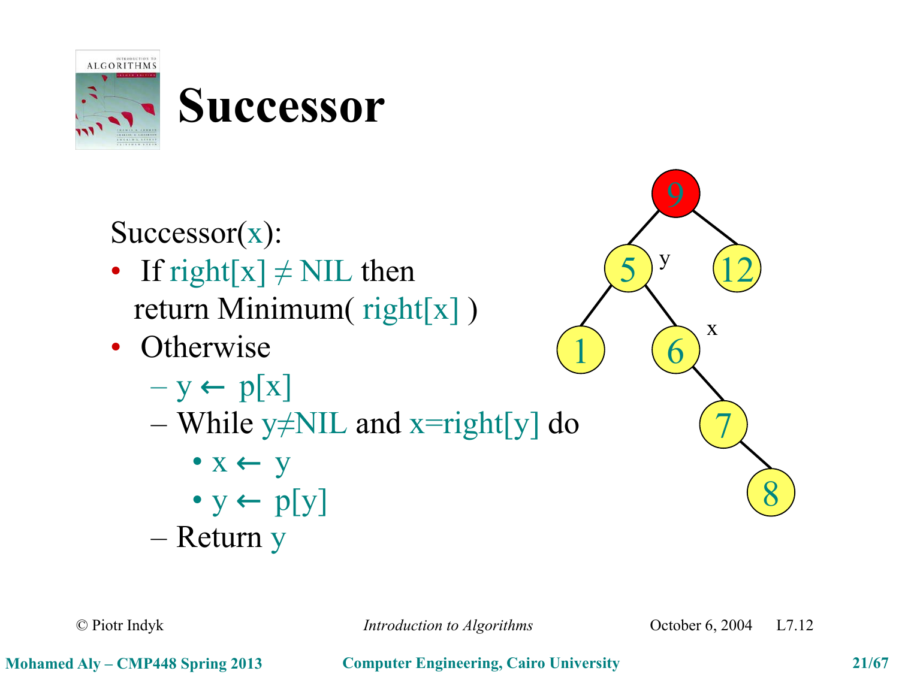# Successor

Successor(x):

- If right[x] ≠ NIL then return Minimum( right[x] )
- Otherwise
  - y ← p[x]
  - While y≠NIL and x=right[y] do
    - x ← y
    - y ← p[y]
  - Return y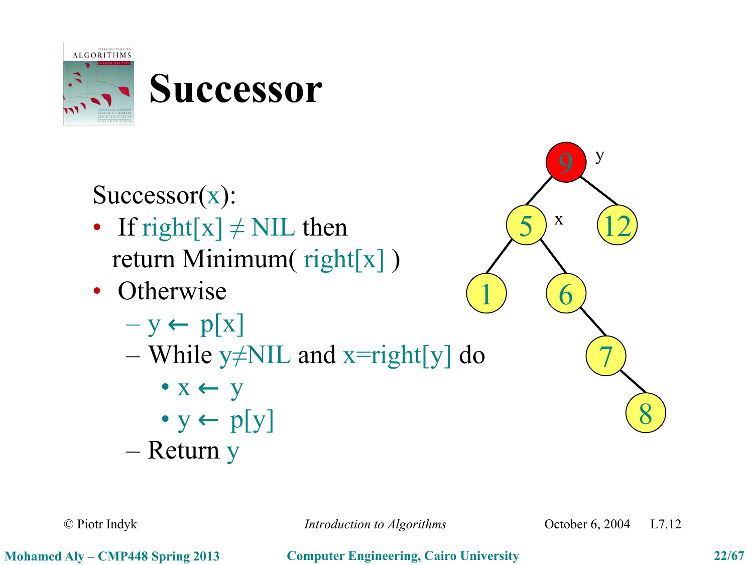# Successor

Successor(x):

- If right[x] ≠ NIL then return Minimum( right[x] )
- Otherwise
  - y ← p[x]
  - While y≠NIL and x=right[y] do
    - x ← y
    - y ← p[y]
  - Return y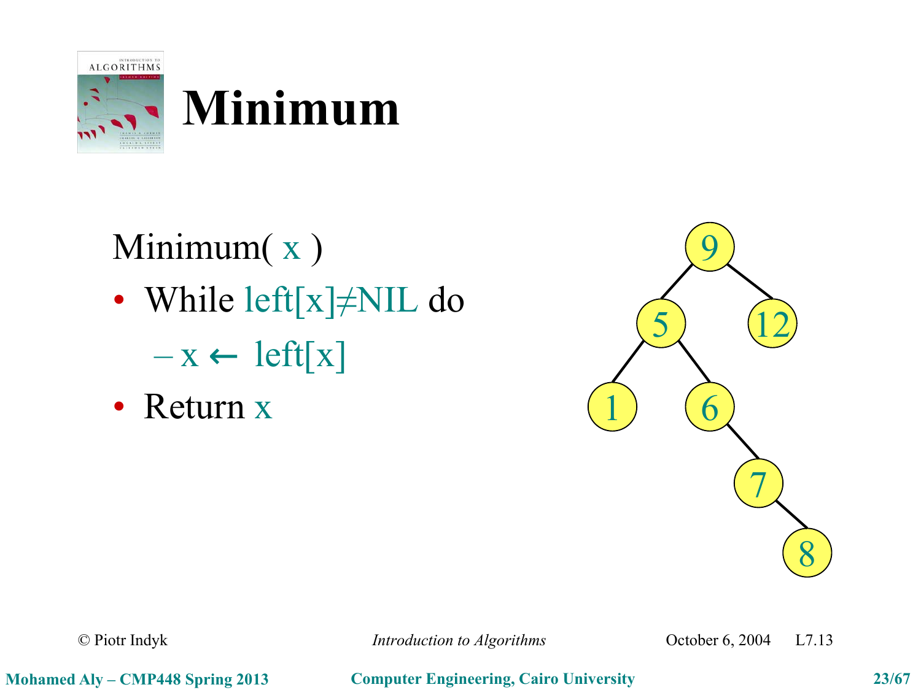# Minimum

Minimum( x )

- While left[x]≠NIL do
  - x ← left[x]
- Return x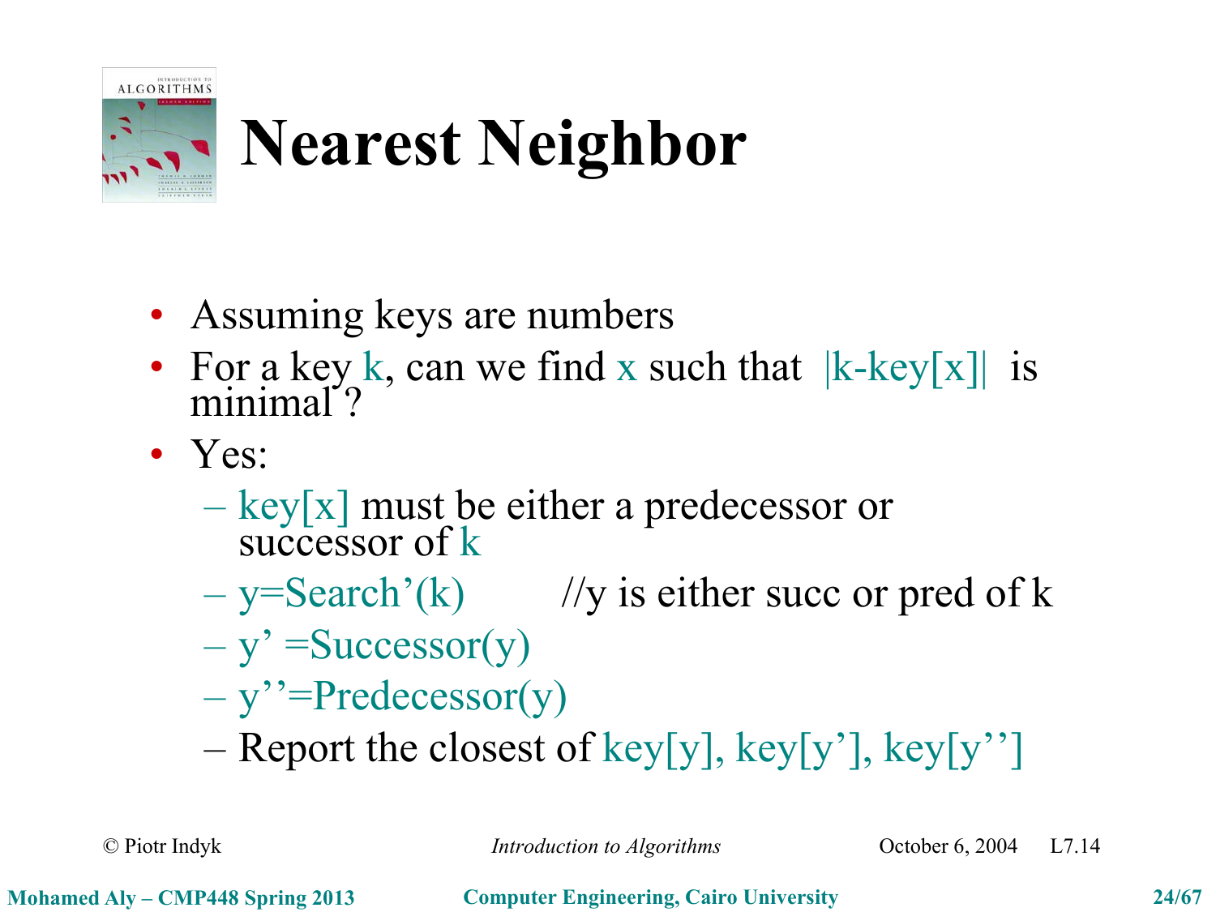# Nearest Neighbor

- Assuming keys are numbers
- For a key k, can we find x such that |k-key[x]| is minimal ?
- Yes:
  - key[x] must be either a predecessor or successor of k
  - y=Search'(k) //y is either succ or pred of k
  - y' =Successor(y)
  - y''=Predecessor(y)
  - Report the closest of key[y], key[y'], key[y'']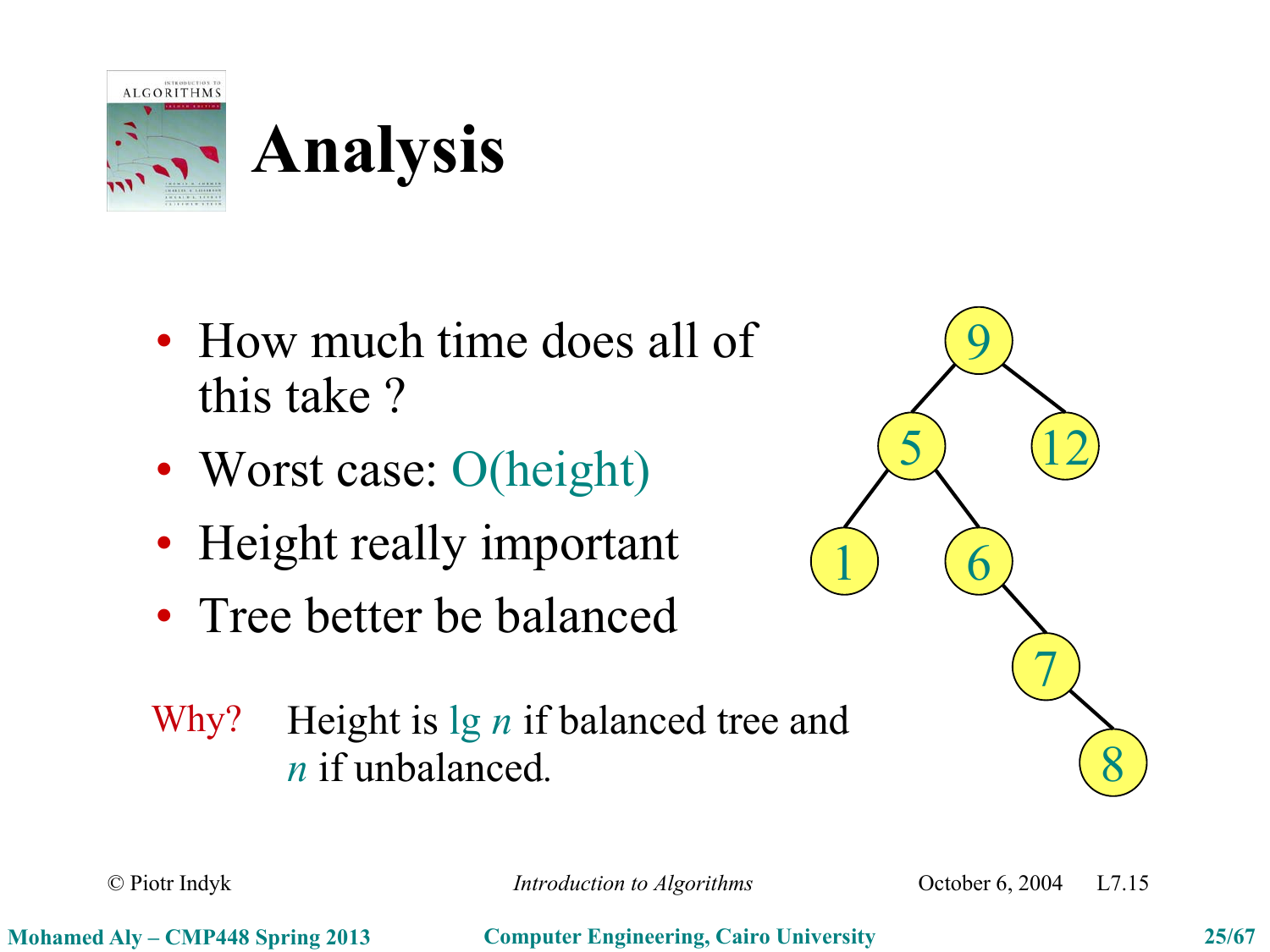# Analysis

- How much time does all of this take ?
- Worst case: O(height)
- Height really important
- Tree better be balanced

Why? Height is $\lg n$ if balanced tree and $n$ if unbalanced.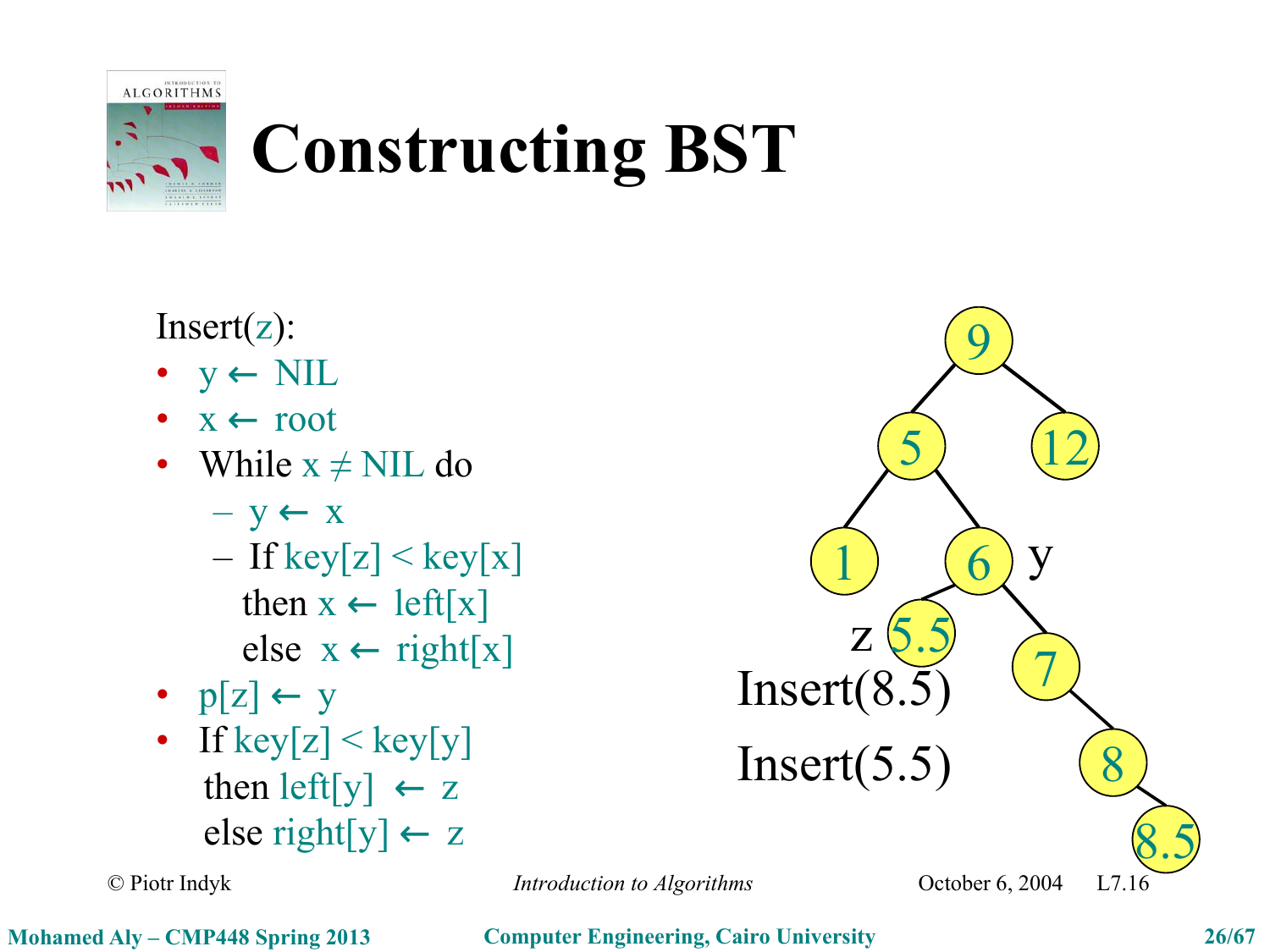# Constructing BST

Insert(z):

- y ← NIL
- x ← root
- While x ≠ NIL do
  - y ← x
  - If key[z] < key[x]
    then x ← left[x]
    else x ← right[x]
- p[z] ← y
- If key[z] < key[y]
  then left[y] ← z
  else right[y] ← z

Insert(8.5)

Insert(5.5)

© Piotr Indyk *Introduction to Algorithms* October 6, 2004 L7.16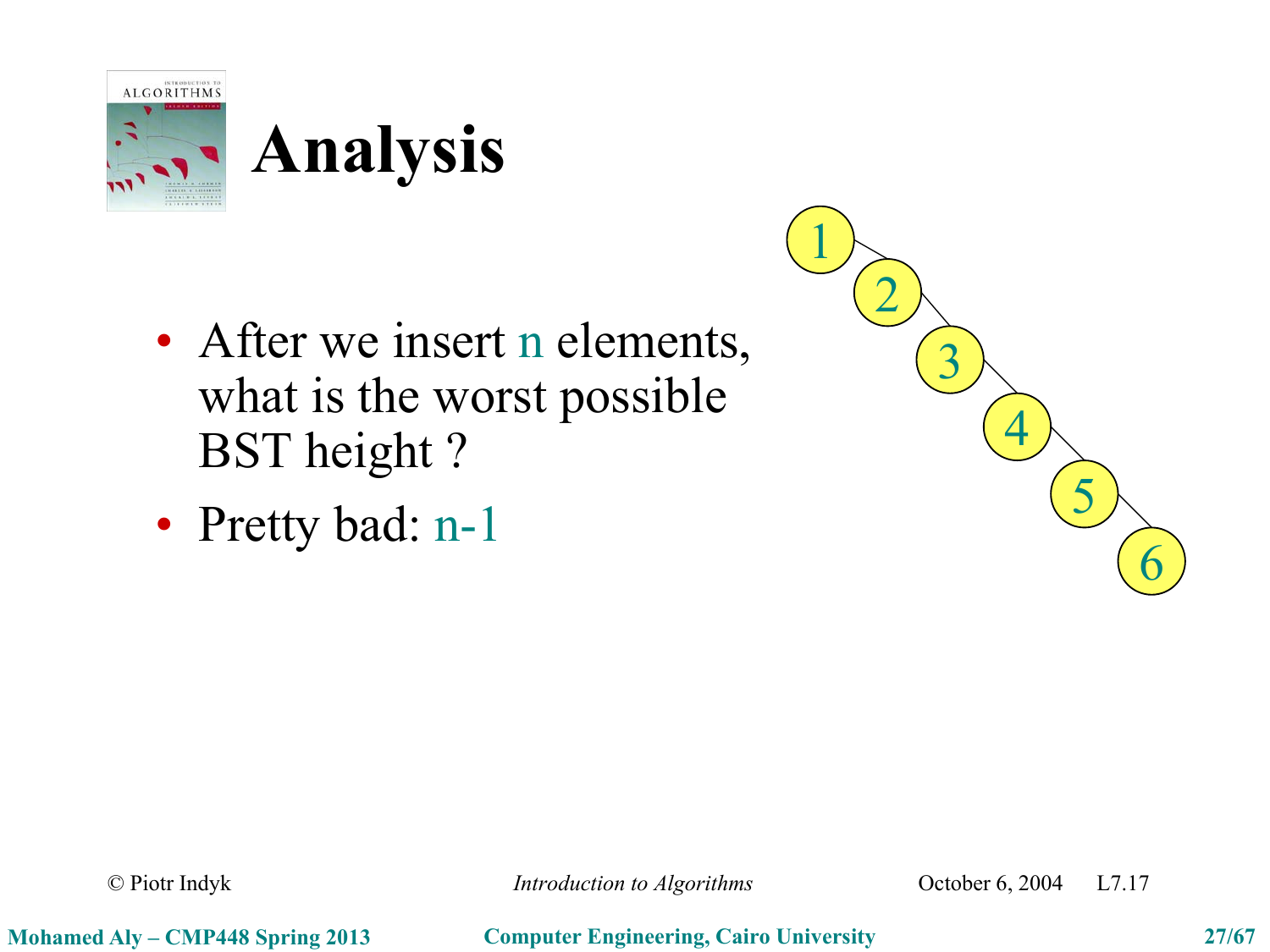# Analysis

- After we insert $n$ elements, what is the worst possible BST height ?
- Pretty bad: $n-1$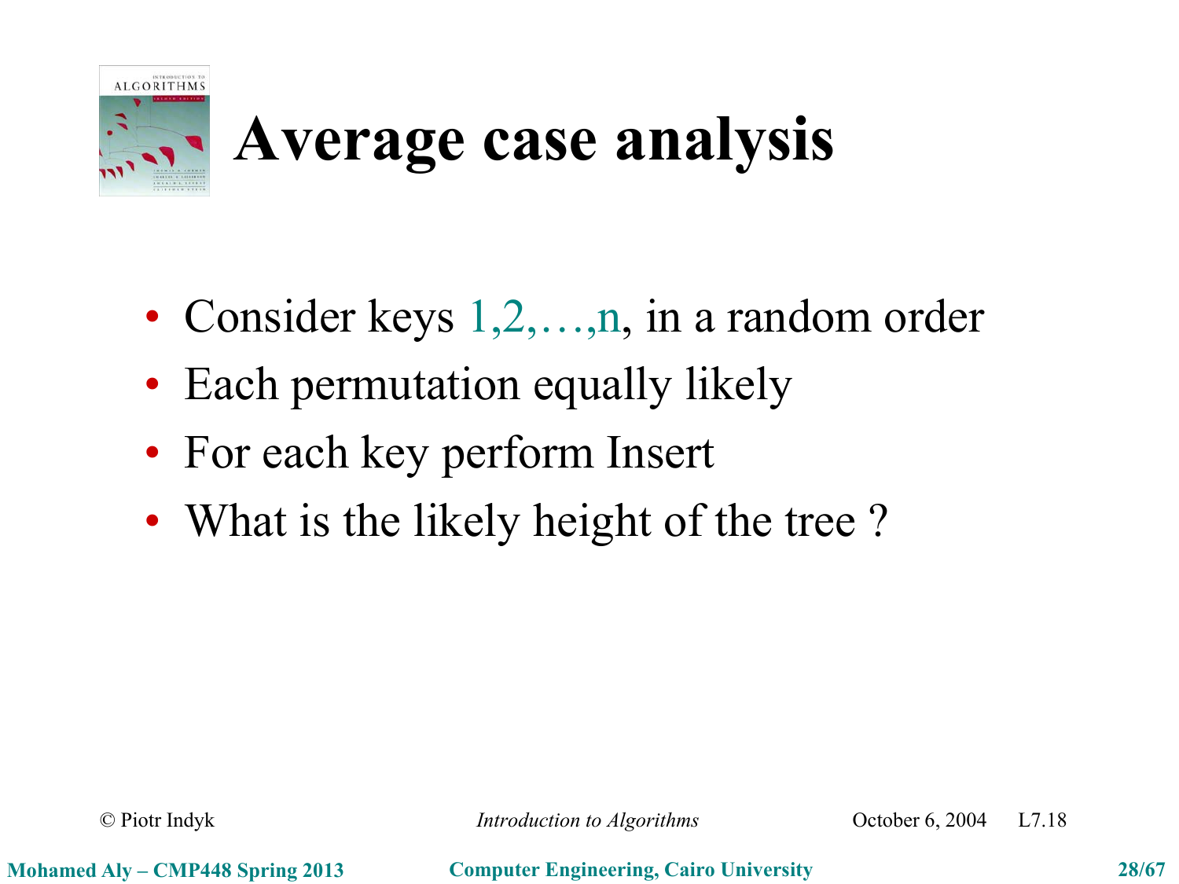# Average case analysis

- Consider keys $1,2,\ldots,n$, in a random order
- Each permutation equally likely
- For each key perform Insert
- What is the likely height of the tree ?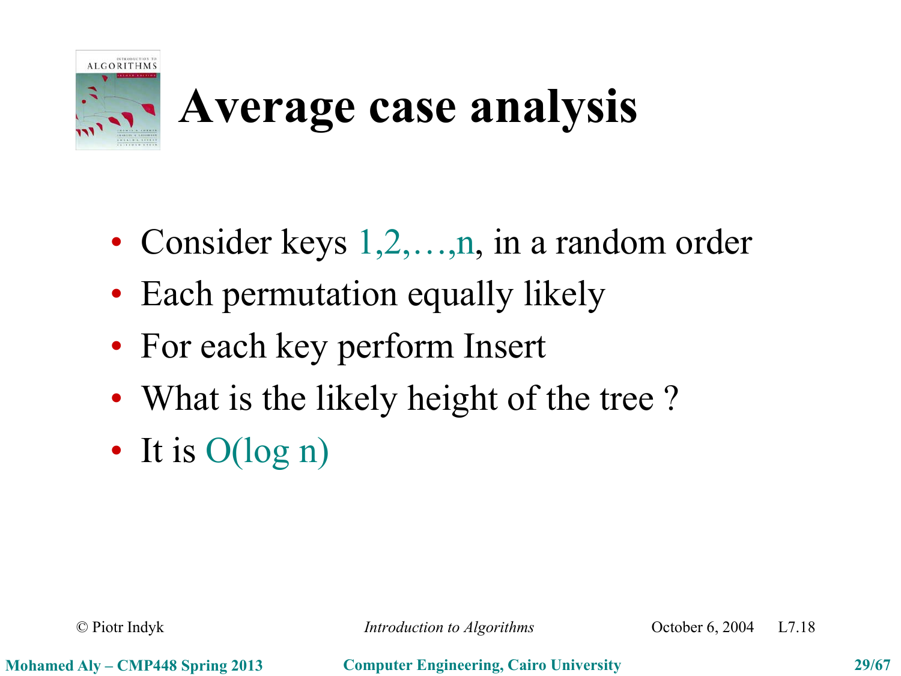# Average case analysis

- Consider keys $1,2,\ldots,n$, in a random order
- Each permutation equally likely
- For each key perform Insert
- What is the likely height of the tree ?
- It is $O(\log n)$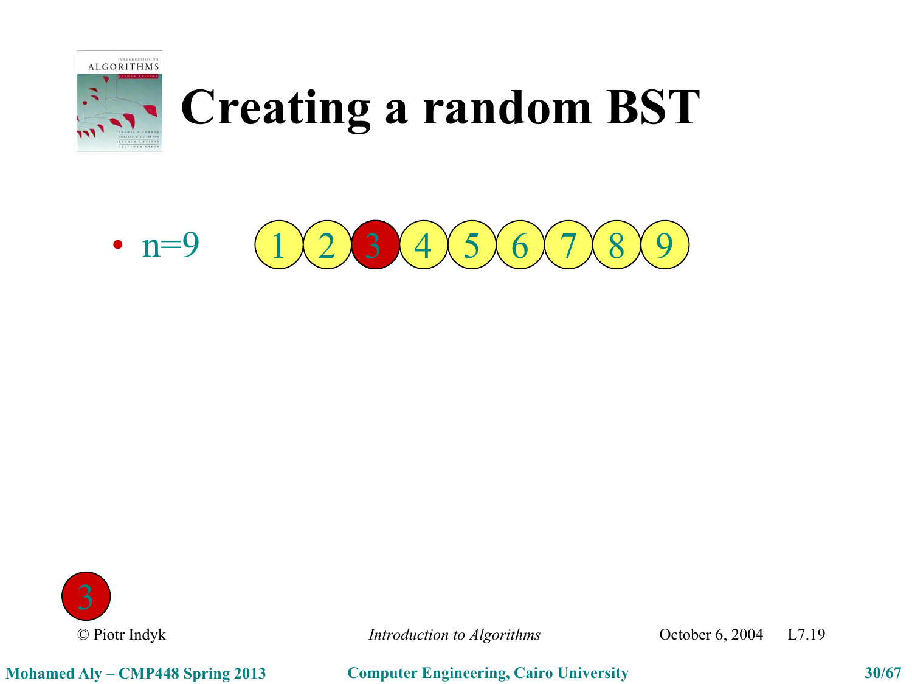# Creating a random BST

- n=9 &nbsp;&nbsp; 1 2 **3** 4 5 6 7 8 9

3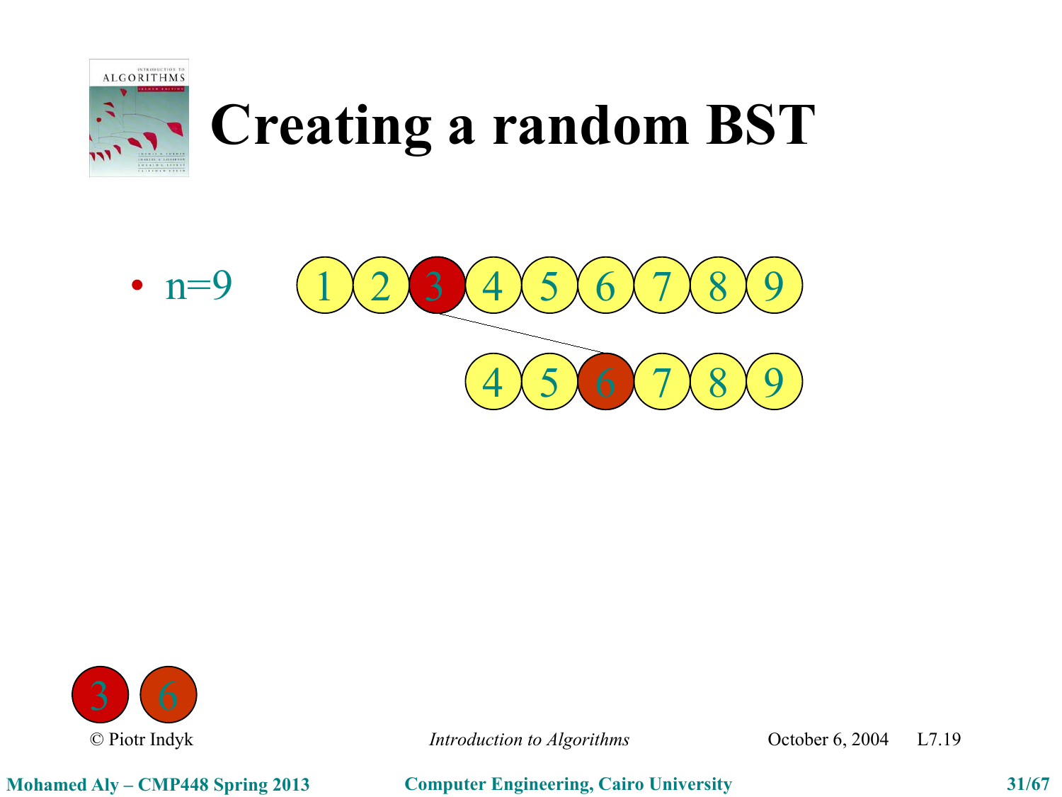# Creating a random BST

- n=9

1 2 3 4 5 6 7 8 9

4 5 6 7 8 9

3 6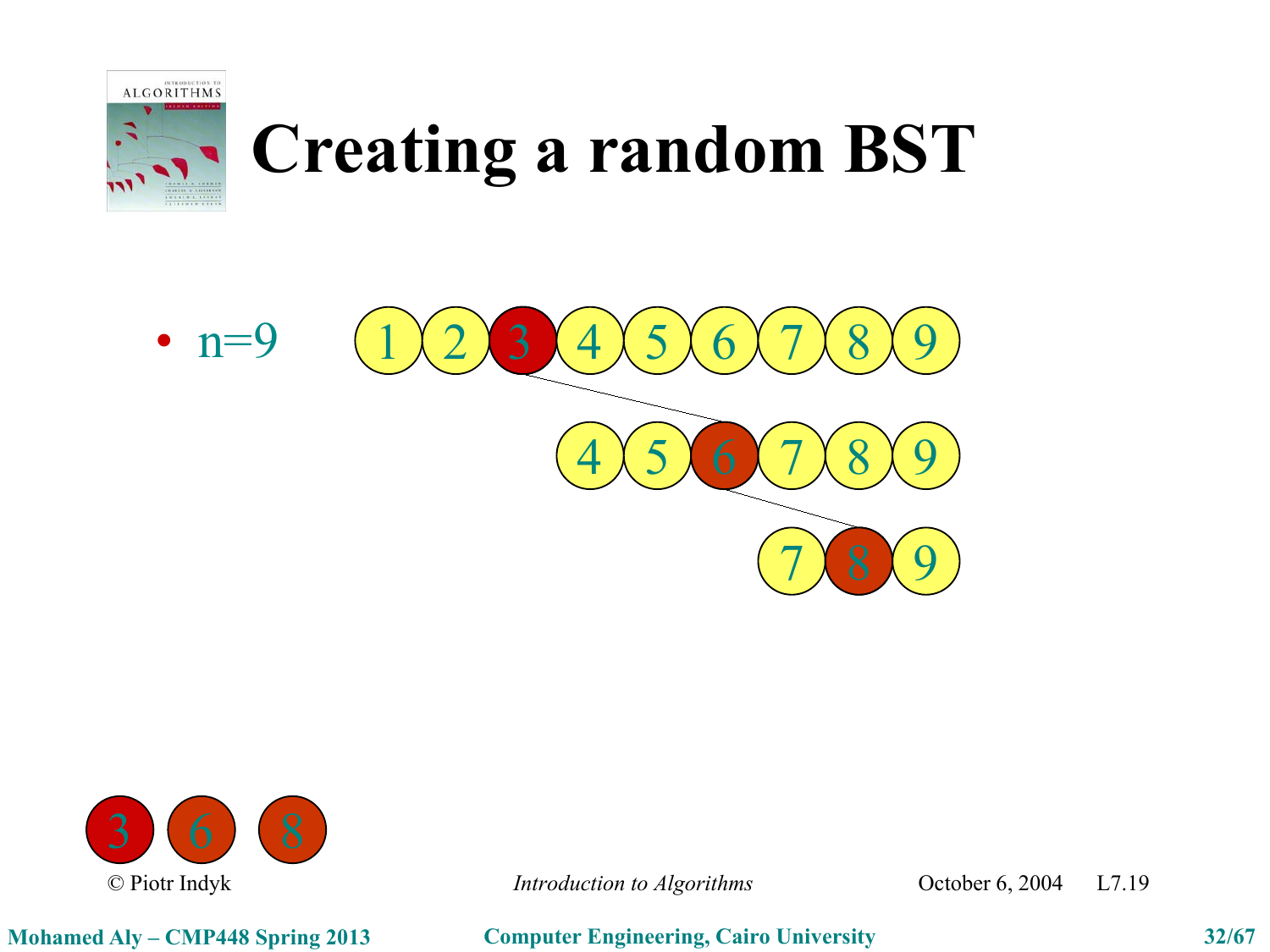# Creating a random BST

- n=9

1 2 3 4 5 6 7 8 9

4 5 6 7 8 9

7 8 9

3 6 8

© Piotr Indyk *Introduction to Algorithms* October 6, 2004 L7.19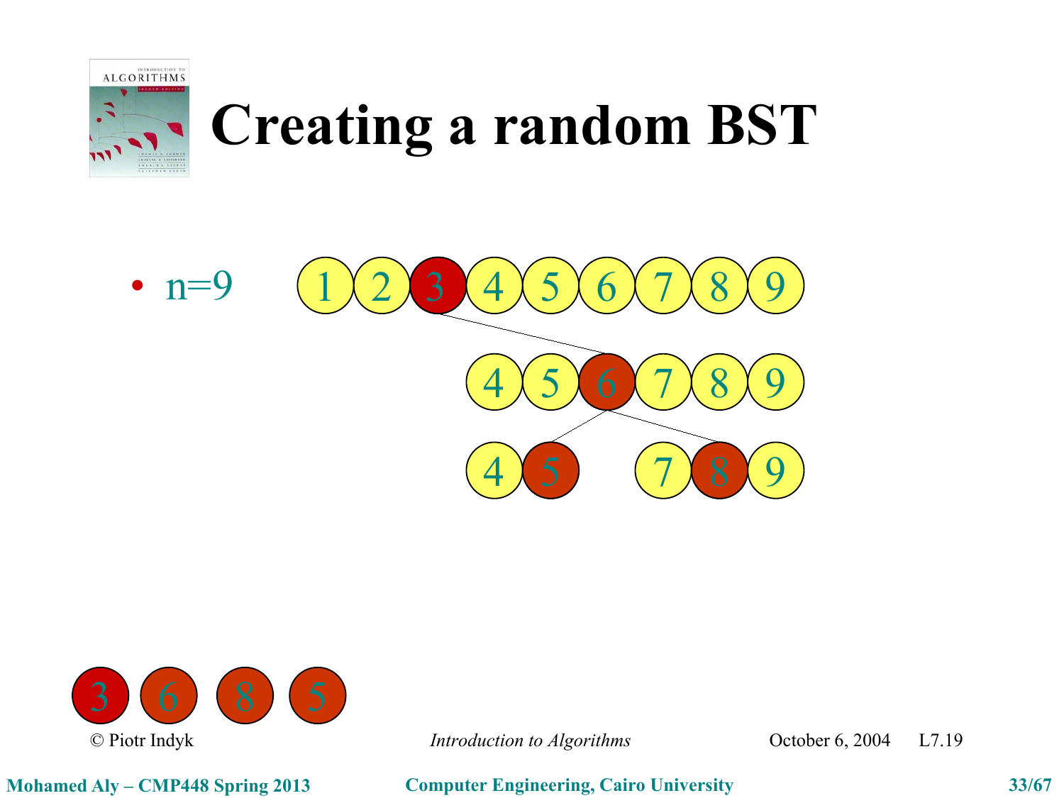# Creating a random BST

- n=9

1 2 3 4 5 6 7 8 9

4 5 6 7 8 9

4 5 7 8 9

3 6 8 5

© Piotr Indyk *Introduction to Algorithms* October 6, 2004 L7.19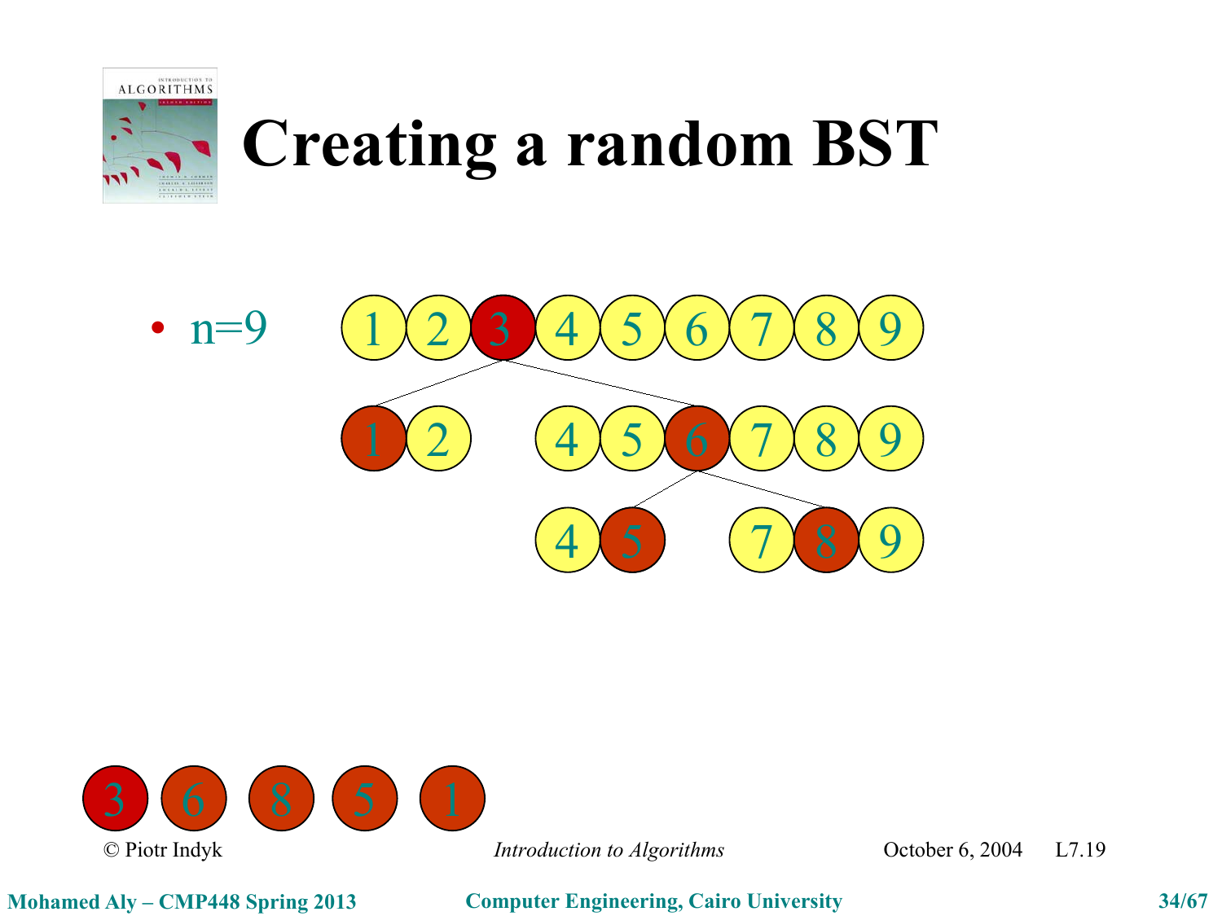# Creating a random BST

- n=9

1 2 3 4 5 6 7 8 9

1 2 &nbsp;&nbsp; 4 5 6 7 8 9

4 5 &nbsp;&nbsp; 7 8 9

3 6 8 5 1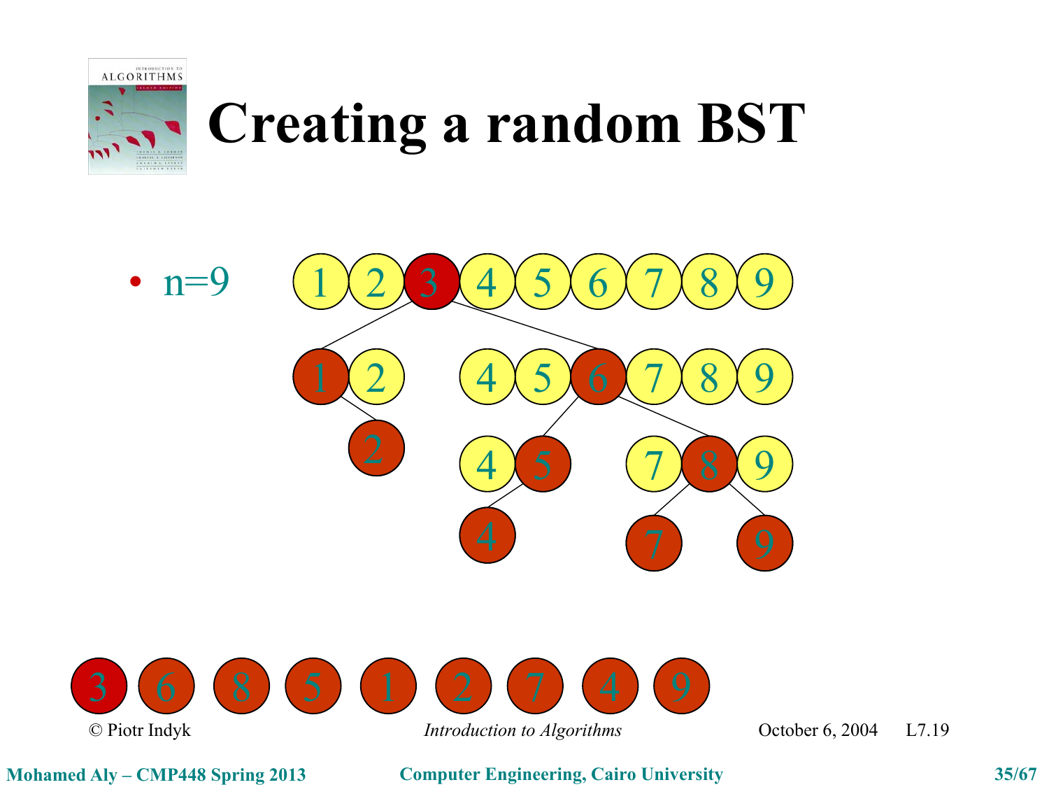# Creating a random BST

- n=9

1 2 3 4 5 6 7 8 9

1 2 &nbsp;&nbsp;&nbsp; 4 5 6 7 8 9

2 &nbsp;&nbsp;&nbsp; 4 5 &nbsp;&nbsp;&nbsp; 7 8 9

4 &nbsp;&nbsp;&nbsp; 7 &nbsp;&nbsp;&nbsp; 9

3 6 8 5 1 2 7 4 9

© Piotr Indyk &nbsp;&nbsp;&nbsp; *Introduction to Algorithms* &nbsp;&nbsp;&nbsp; October 6, 2004 &nbsp;&nbsp;&nbsp; L7.19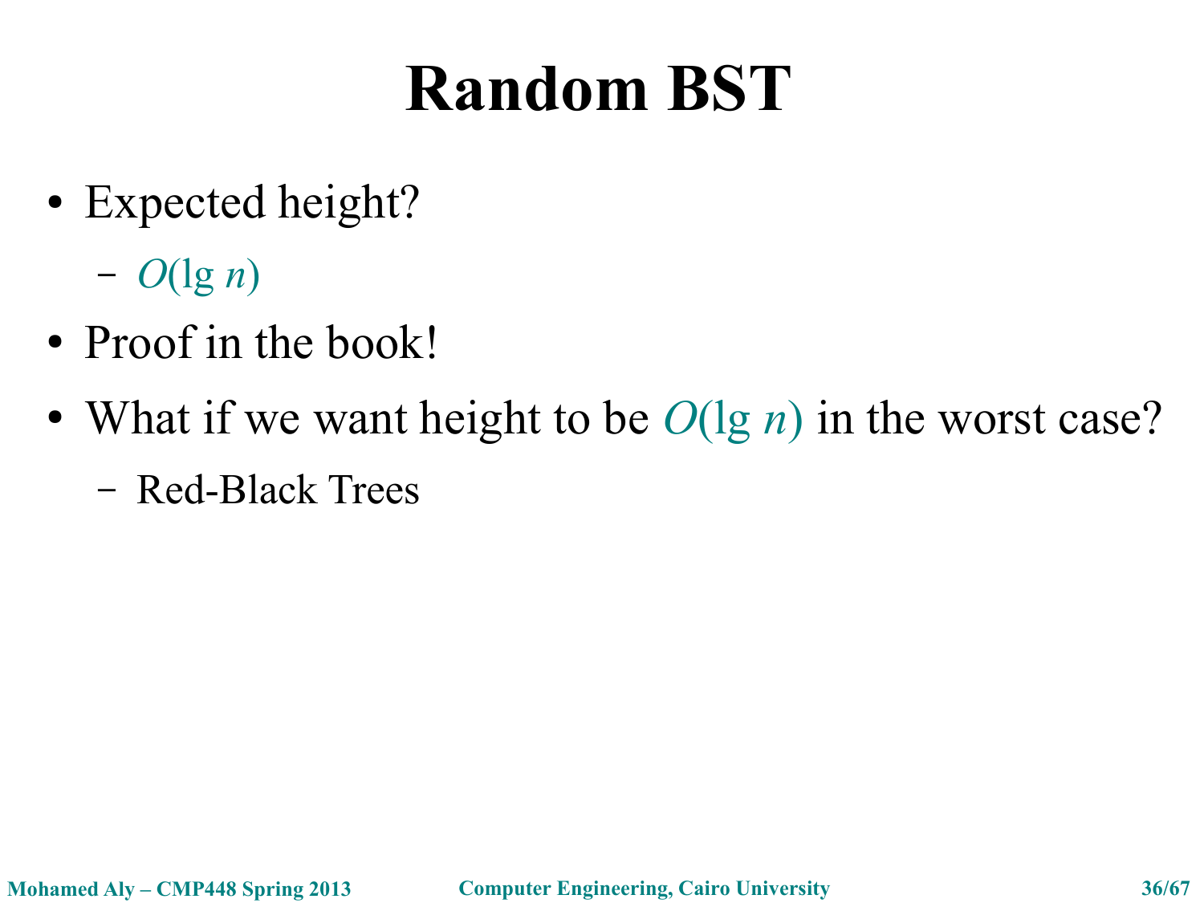# Random BST

- Expected height?
  - $O(\lg n)$
- Proof in the book!
- What if we want height to be $O(\lg n)$ in the worst case?
  - Red-Black Trees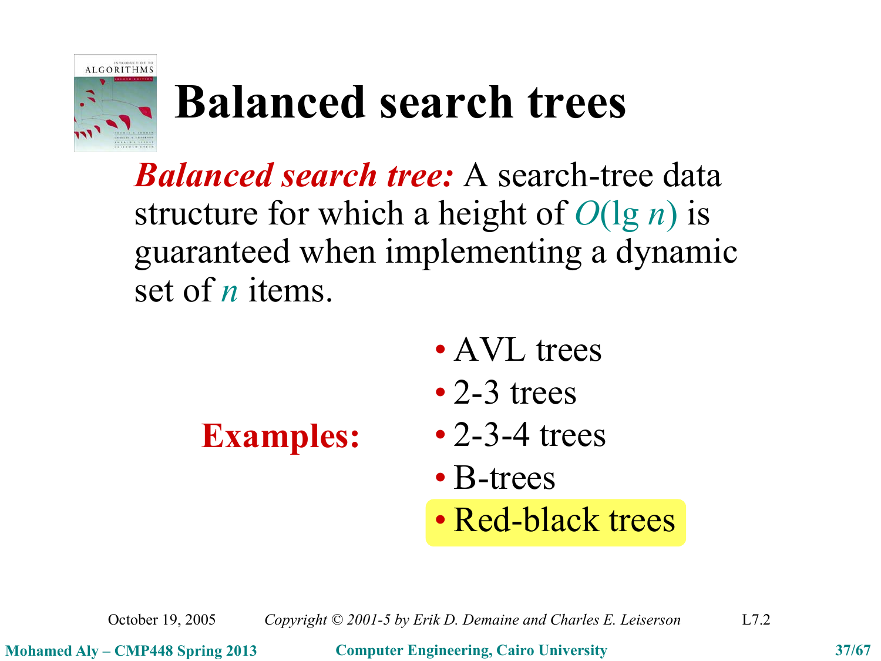# Balanced search trees

***Balanced search tree:*** A search-tree data structure for which a height of $O(\lg n)$ is guaranteed when implementing a dynamic set of $n$ items.

**Examples:**

- AVL trees
- 2-3 trees
- 2-3-4 trees
- B-trees
- Red-black trees

October 19, 2005 *Copyright © 2001-5 by Erik D. Demaine and Charles E. Leiserson* L7.2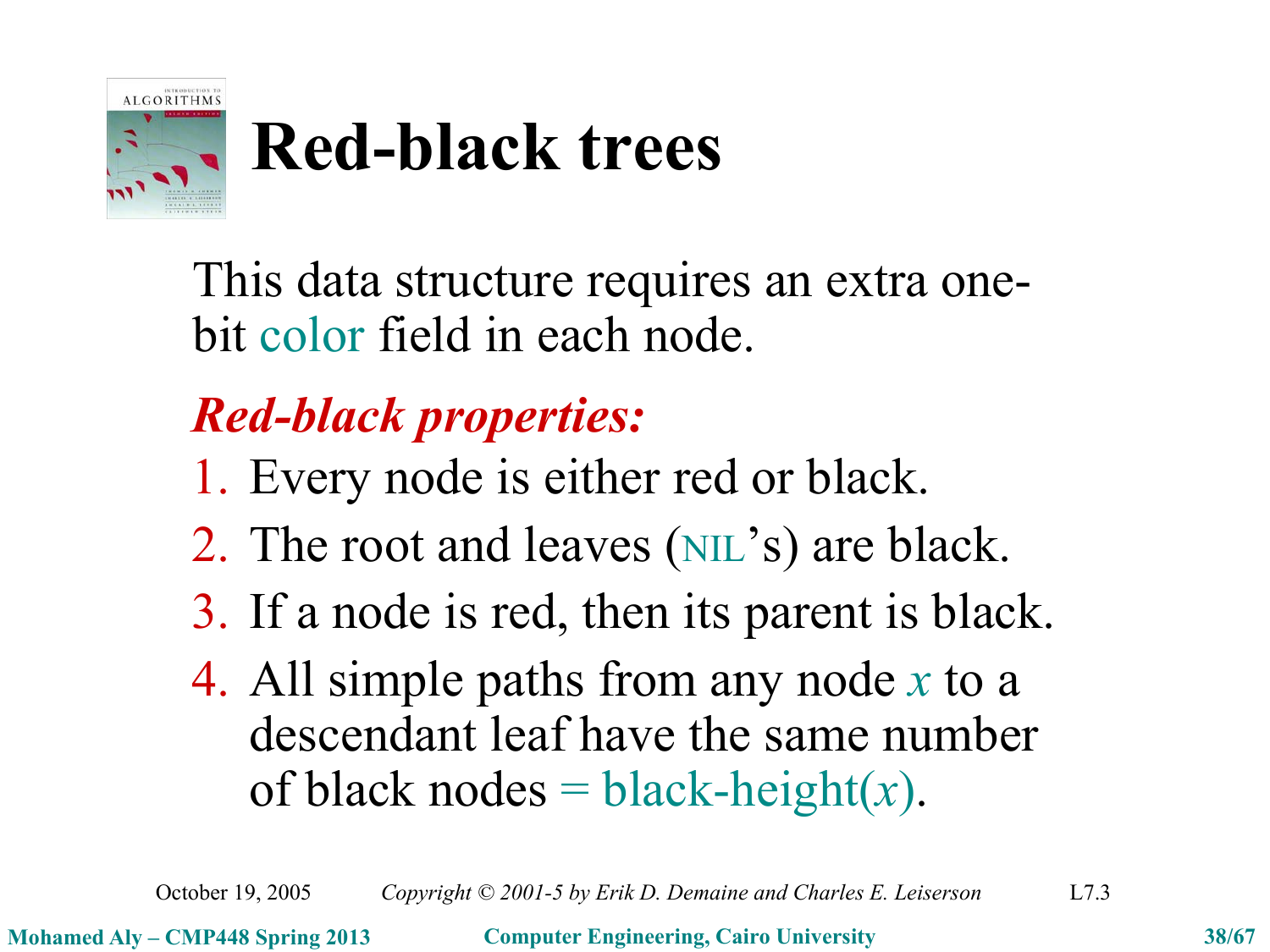# Red-black trees

This data structure requires an extra one-bit color field in each node.

***Red-black properties:***

1. Every node is either red or black.
2. The root and leaves (NIL's) are black.
3. If a node is red, then its parent is black.
4. All simple paths from any node $x$ to a descendant leaf have the same number of black nodes = black-height($x$).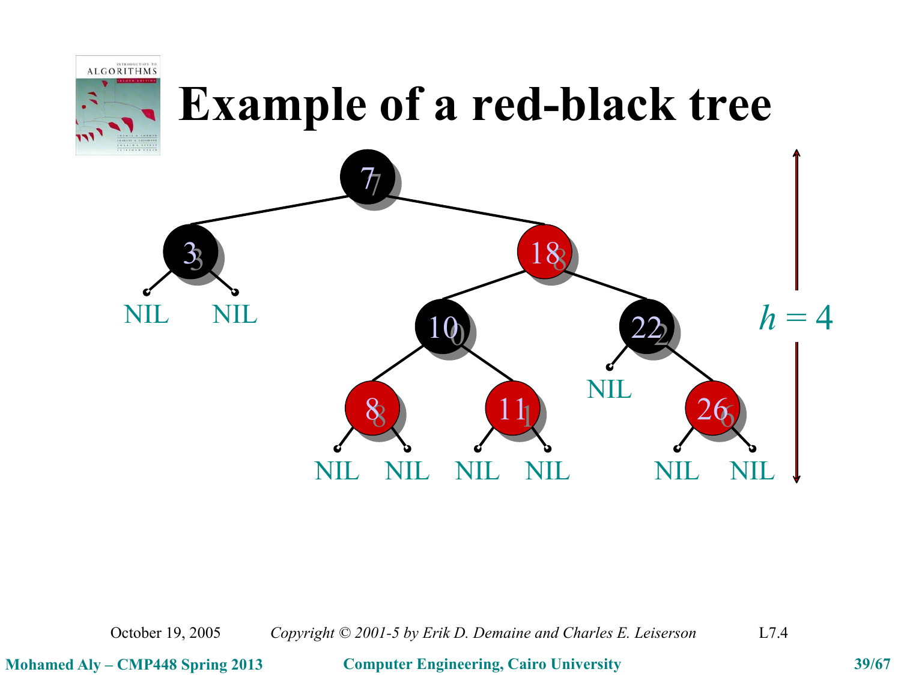# Example of a red-black tree

7

3 18

NIL NIL 10 22

8 11 NIL 26

NIL NIL NIL NIL NIL NIL

$h = 4$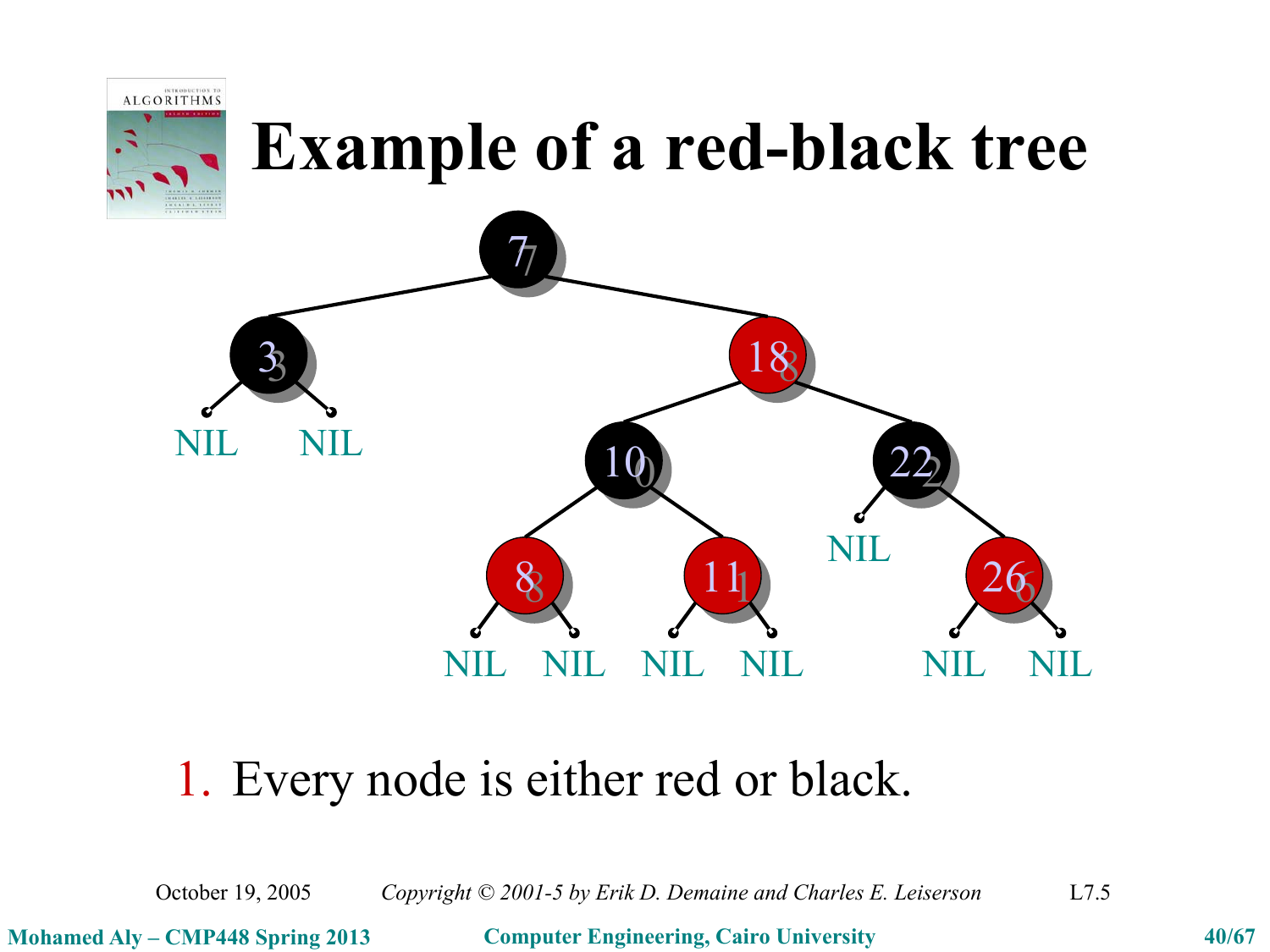# Example of a red-black tree

1. Every node is either red or black.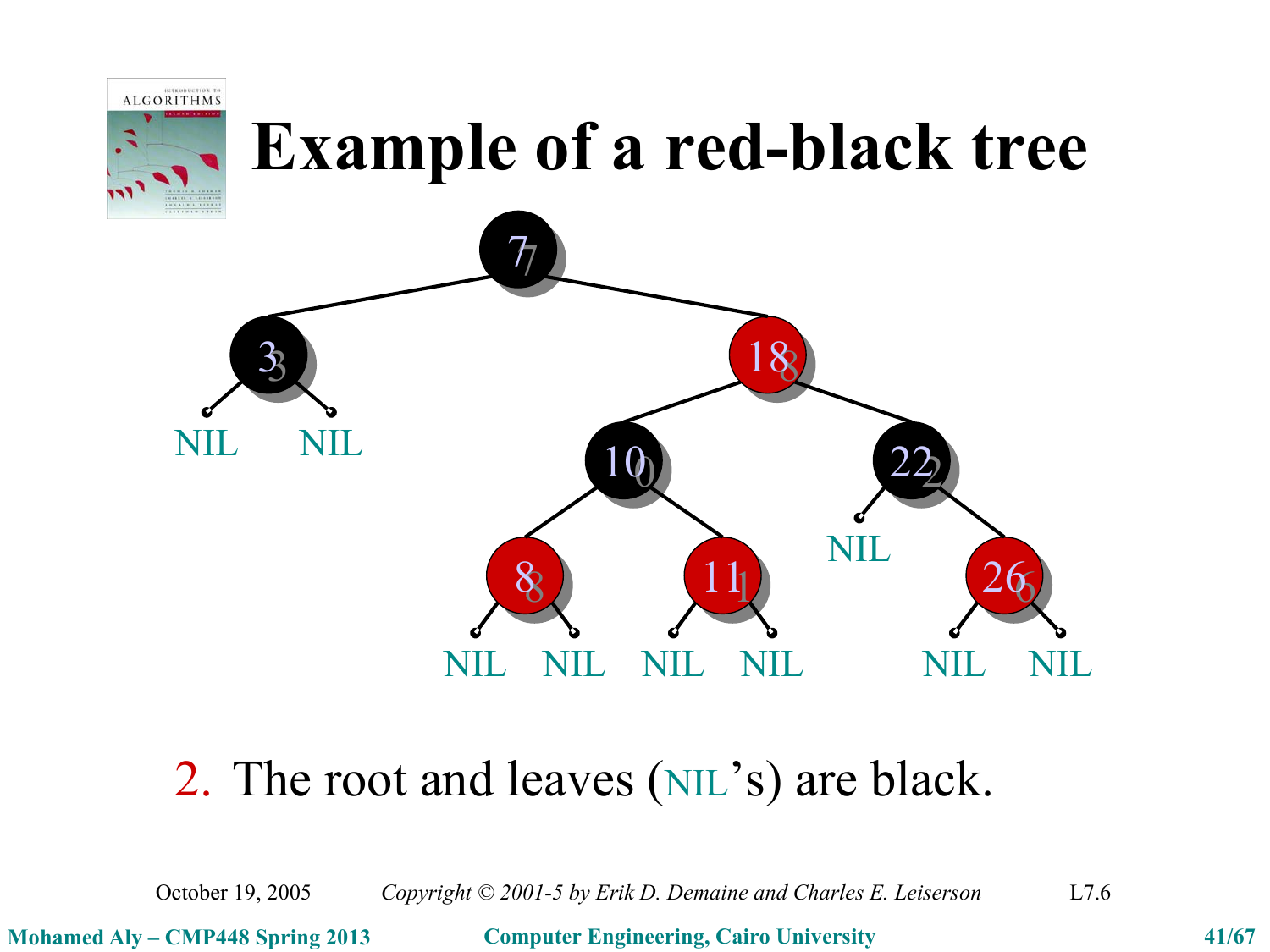# Example of a red-black tree

7

3 18

NIL NIL 10 22

8 11 NIL 26

NIL NIL NIL NIL NIL NIL

2. The root and leaves (NIL's) are black.

October 19, 2005 *Copyright © 2001-5 by Erik D. Demaine and Charles E. Leiserson* L7.6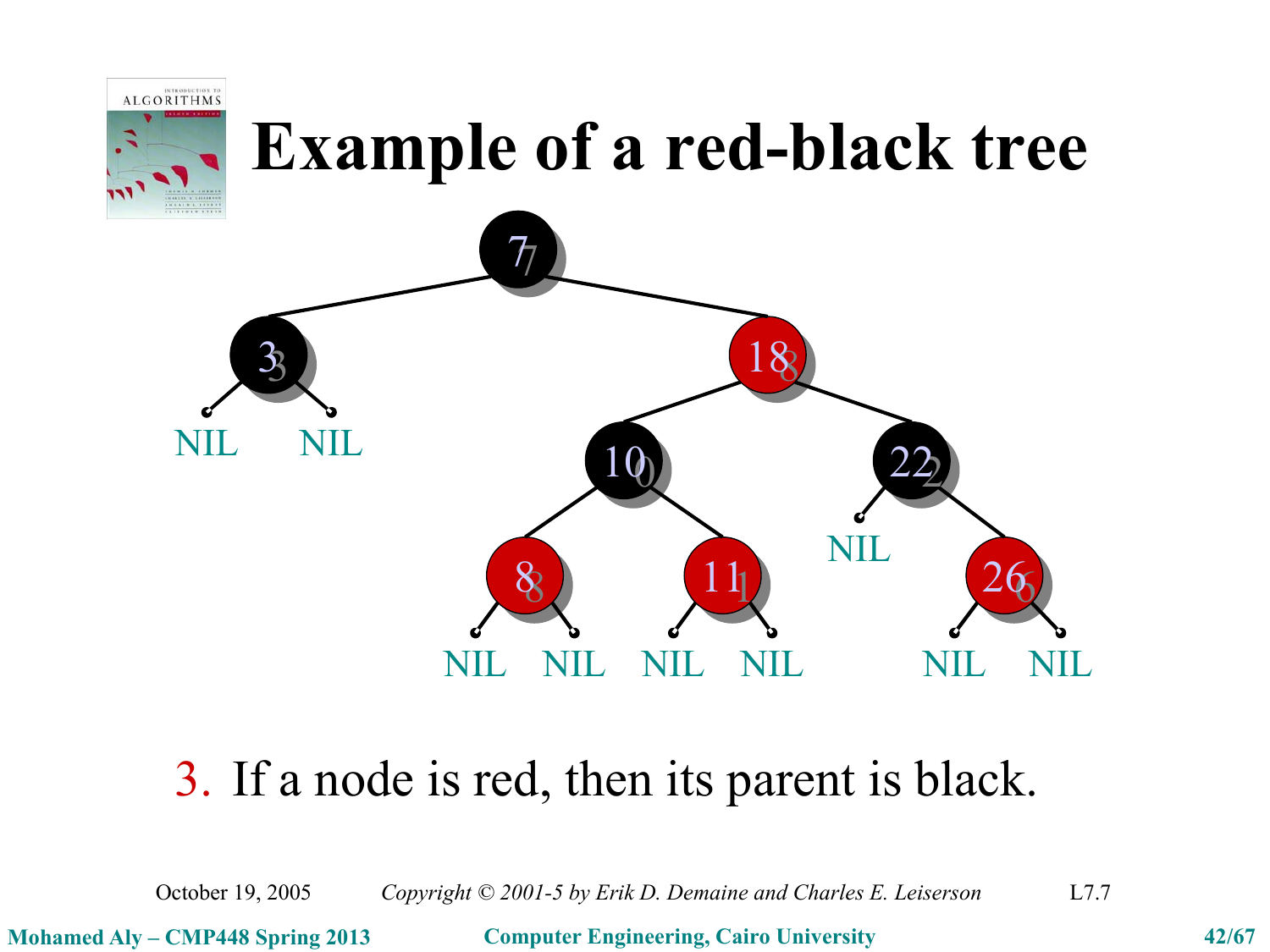# Example of a red-black tree

3. If a node is red, then its parent is black.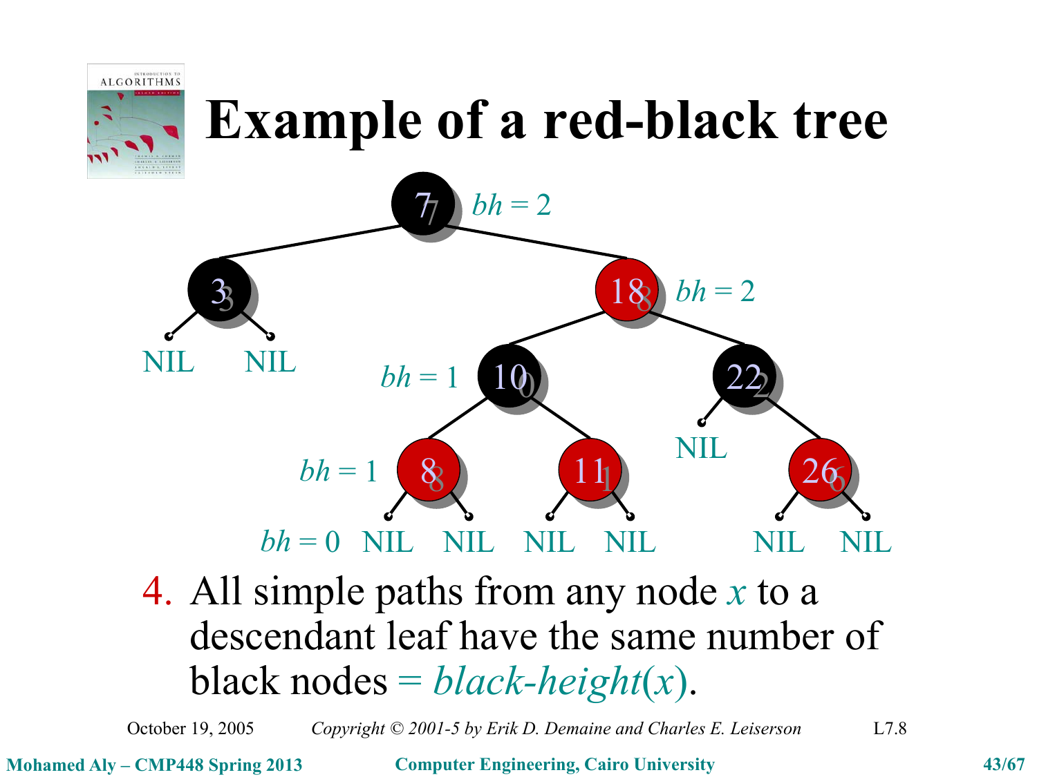# Example of a red-black tree

7 $bh = 2$

3, 18 $bh = 2$

NIL NIL

$bh = 1$ 10, 22

NIL

$bh = 1$ 8, 11, 26

$bh = 0$ NIL NIL NIL NIL NIL NIL

4. All simple paths from any node $x$ to a descendant leaf have the same number of black nodes = *black-height*($x$).

October 19, 2005 *Copyright © 2001-5 by Erik D. Demaine and Charles E. Leiserson* L7.8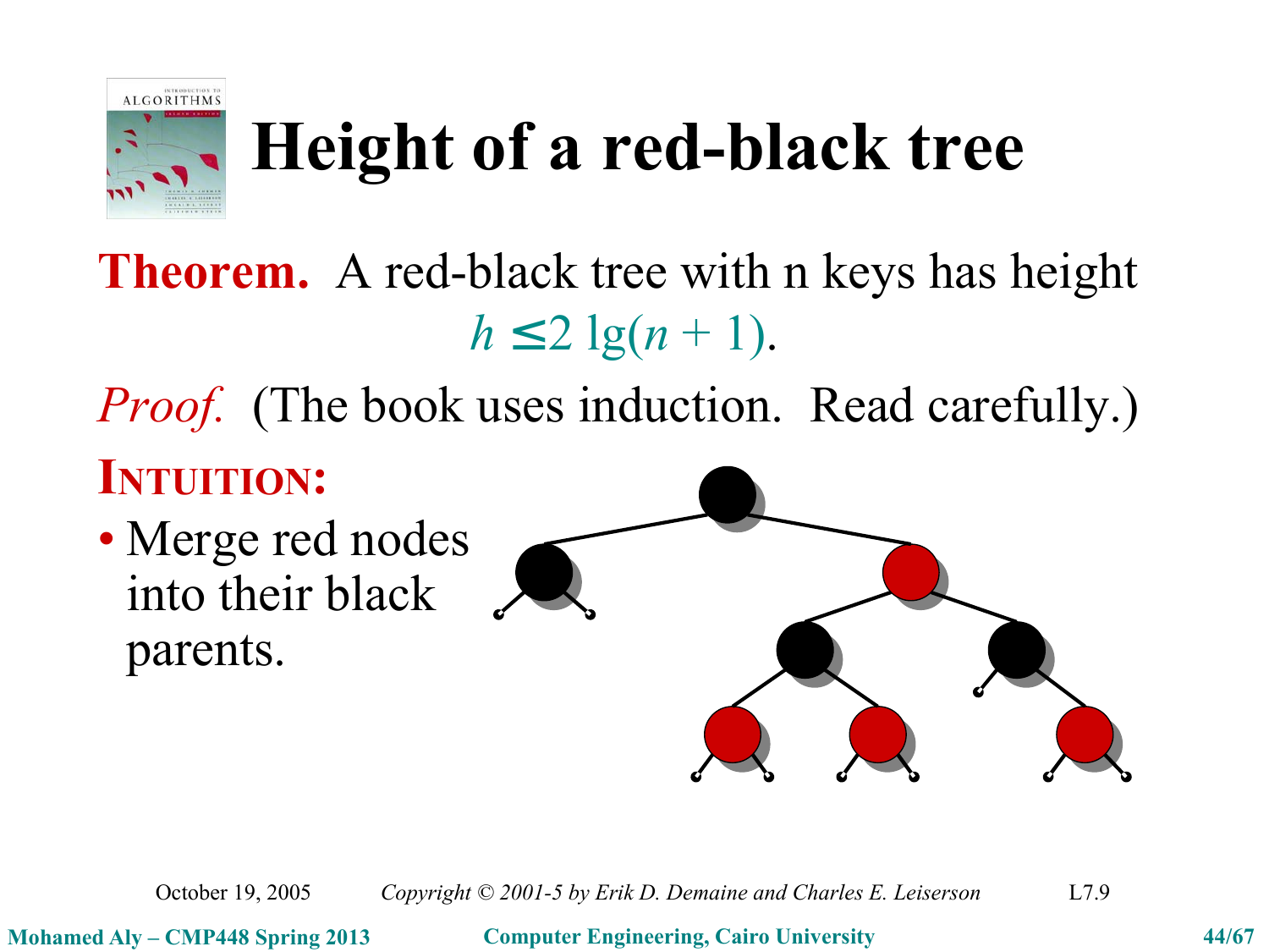# Height of a red-black tree

**Theorem.** A red-black tree with n keys has height $h \leq 2 \lg(n + 1)$.

*Proof.* (The book uses induction. Read carefully.)

**INTUITION:**

- Merge red nodes into their black parents.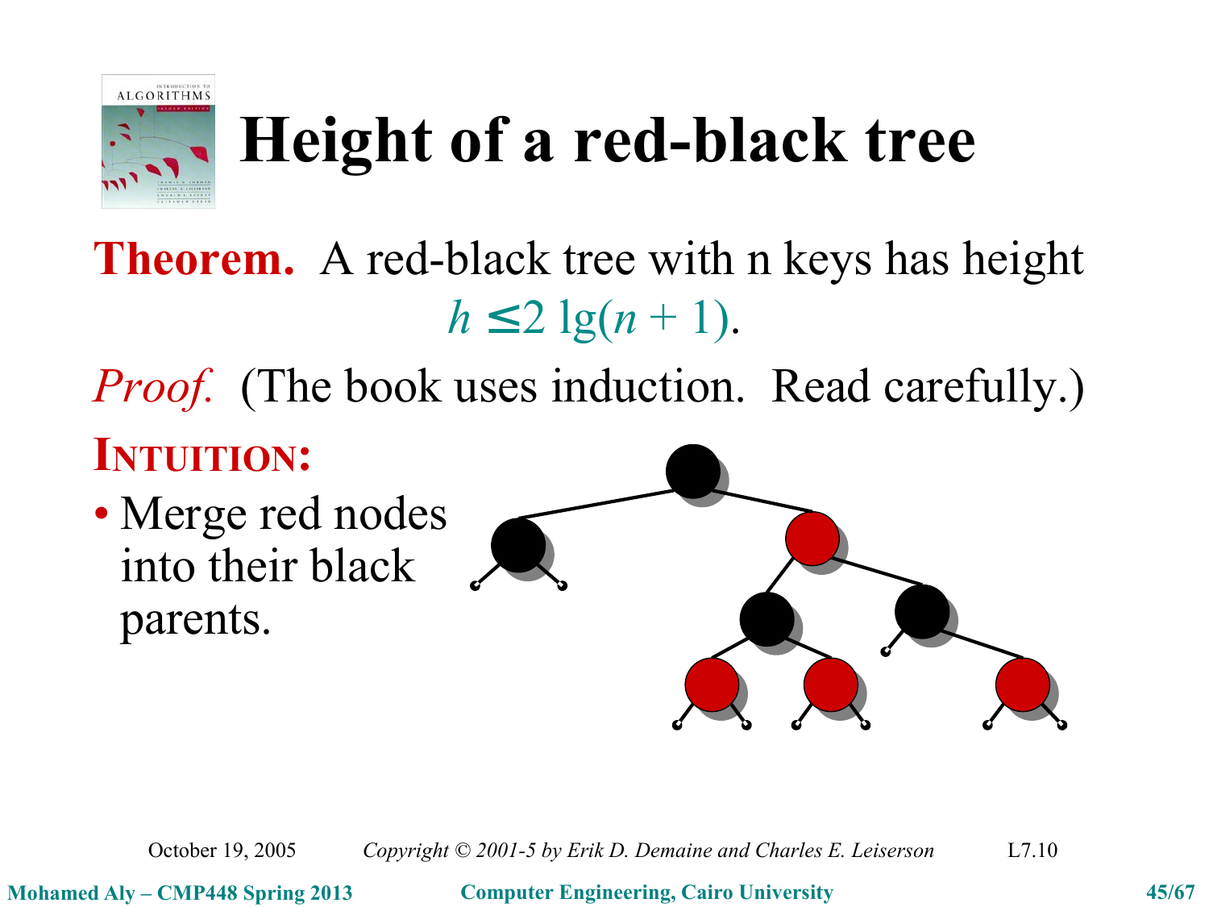# Height of a red-black tree

**Theorem.** A red-black tree with n keys has height
$h \leq 2 \lg(n + 1)$.

*Proof.* (The book uses induction. Read carefully.)

**INTUITION:**

- Merge red nodes into their black parents.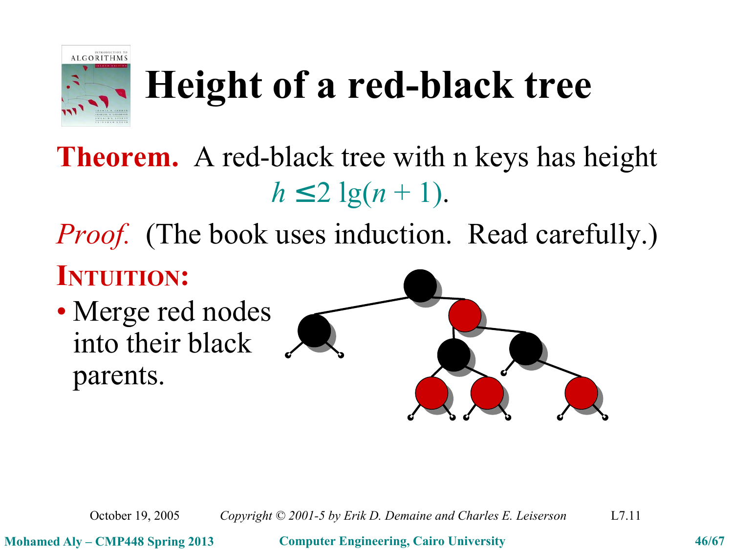# Height of a red-black tree

**Theorem.** A red-black tree with n keys has height

$$h \leq 2 \lg(n + 1).$$

*Proof.* (The book uses induction. Read carefully.)

**INTUITION:**

- Merge red nodes into their black parents.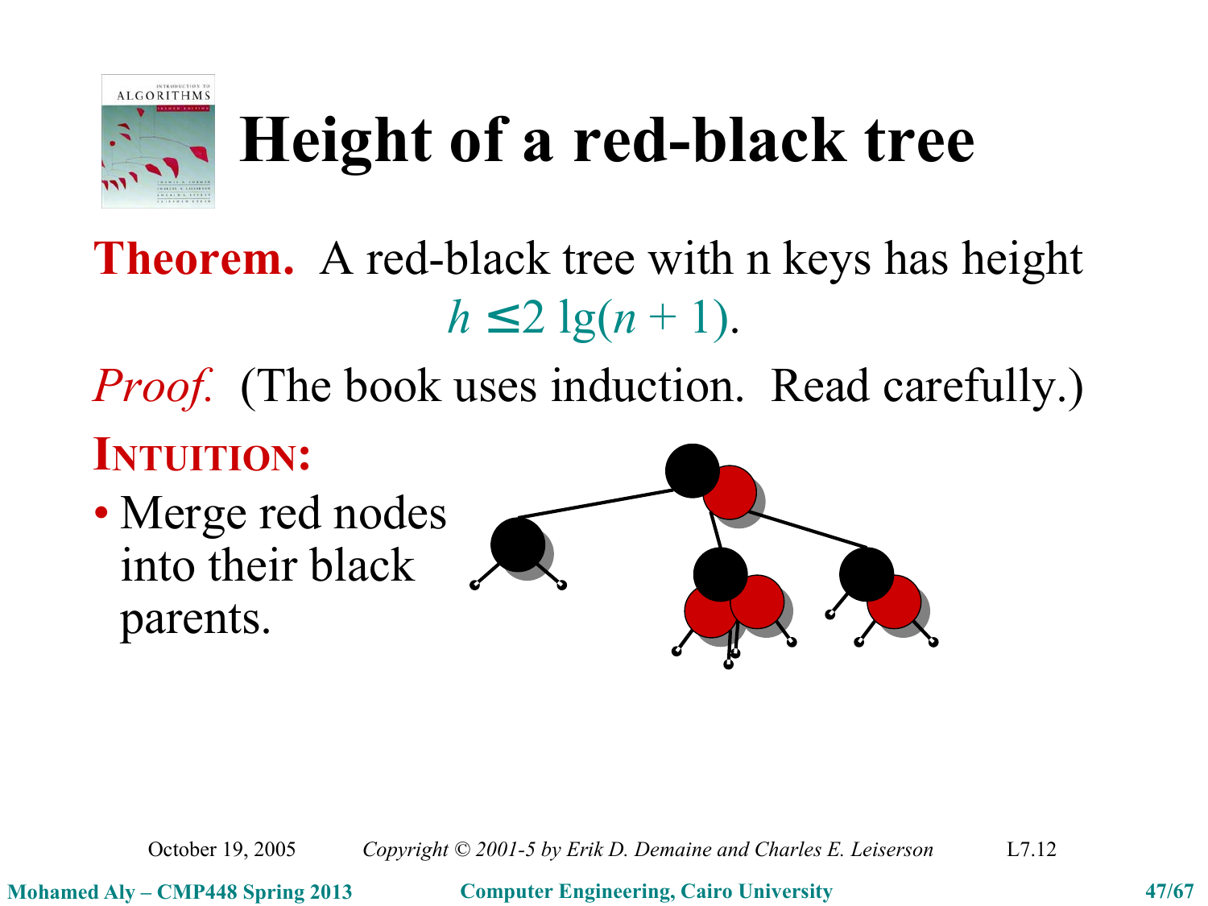# Height of a red-black tree

**Theorem.** A red-black tree with n keys has height $h \leq 2\lg(n + 1)$.

*Proof.* (The book uses induction. Read carefully.)

**INTUITION:**

- Merge red nodes into their black parents.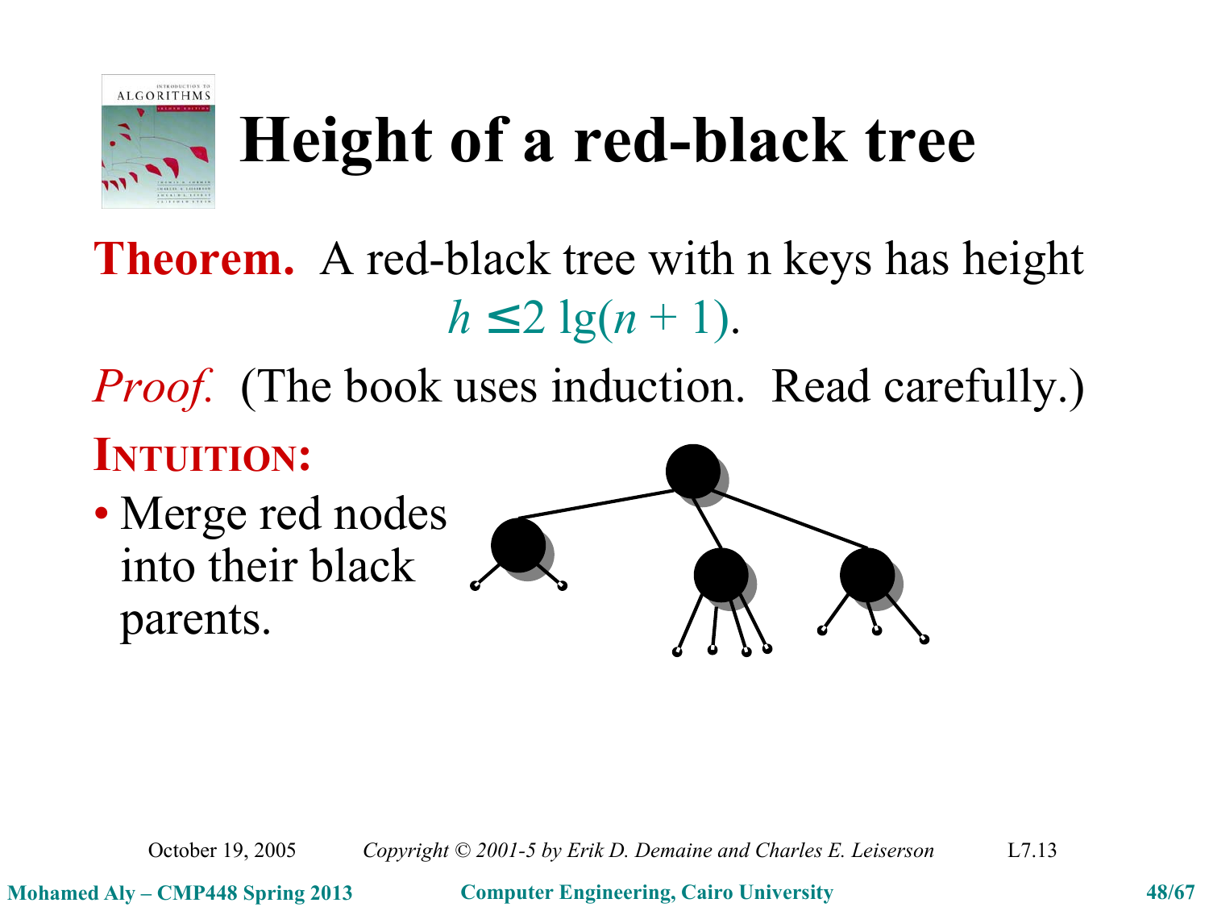# Height of a red-black tree

**Theorem.** A red-black tree with n keys has height $h \leq 2\lg(n+1)$.

*Proof.* (The book uses induction. Read carefully.)

**INTUITION:**

- Merge red nodes into their black parents.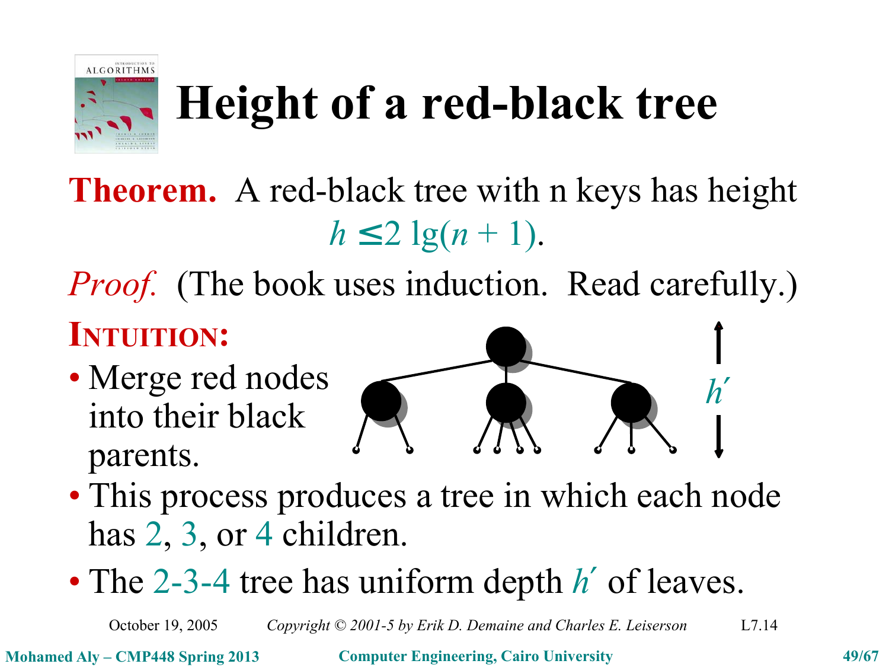# Height of a red-black tree

**Theorem.** A red-black tree with n keys has height

$$h \leq 2 \lg(n + 1).$$

*Proof.* (The book uses induction. Read carefully.)

**INTUITION:**

- Merge red nodes into their black parents.
- This process produces a tree in which each node has 2, 3, or 4 children.
- The 2-3-4 tree has uniform depth $h'$ of leaves.

October 19, 2005 — *Copyright © 2001-5 by Erik D. Demaine and Charles E. Leiserson* — L7.14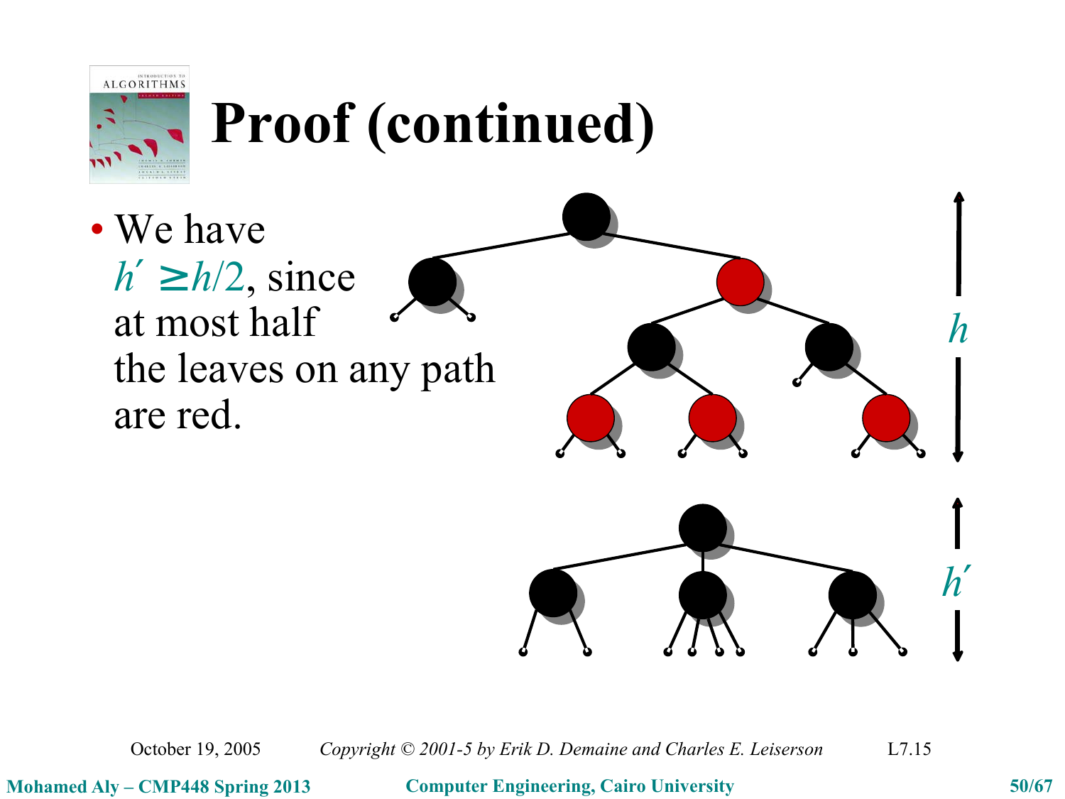# Proof (continued)

- We have $h' \geq h/2$, since at most half the leaves on any path are red.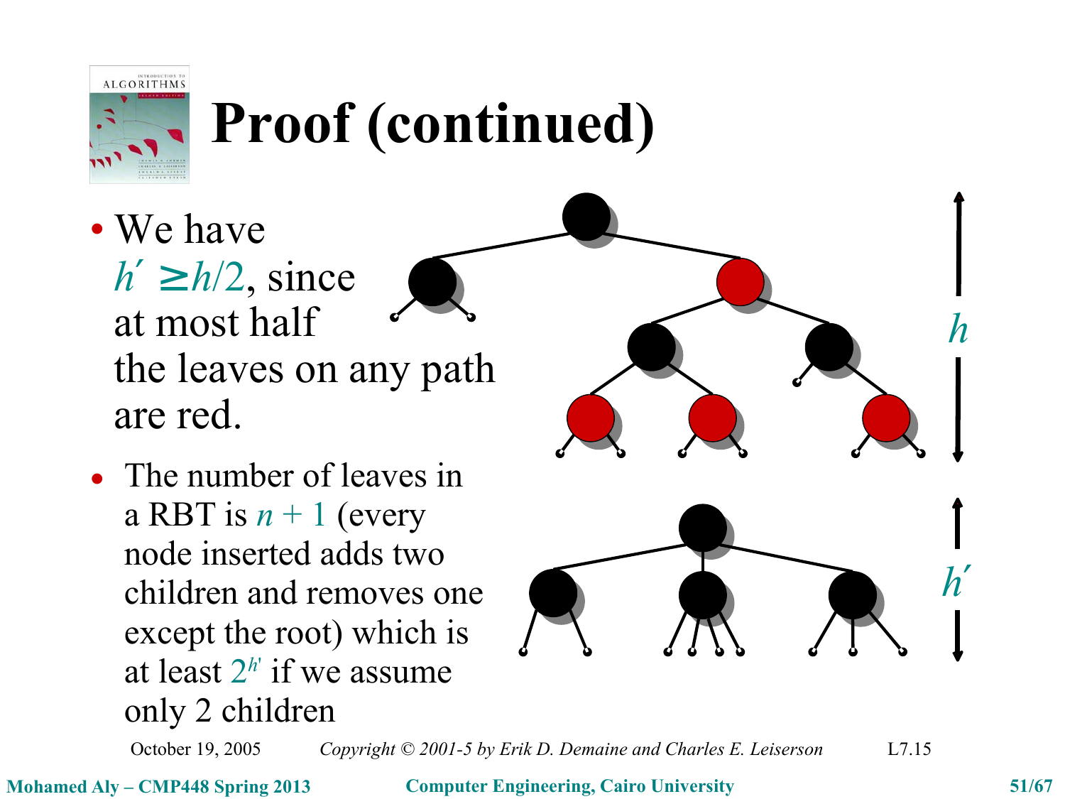# Proof (continued)

- We have $h' \geq h/2$, since at most half the leaves on any path are red.
- The number of leaves in a RBT is $n + 1$ (every node inserted adds two children and removes one except the root) which is at least $2^{h'}$ if we assume only 2 children

October 19, 2005 *Copyright © 2001-5 by Erik D. Demaine and Charles E. Leiserson* L7.15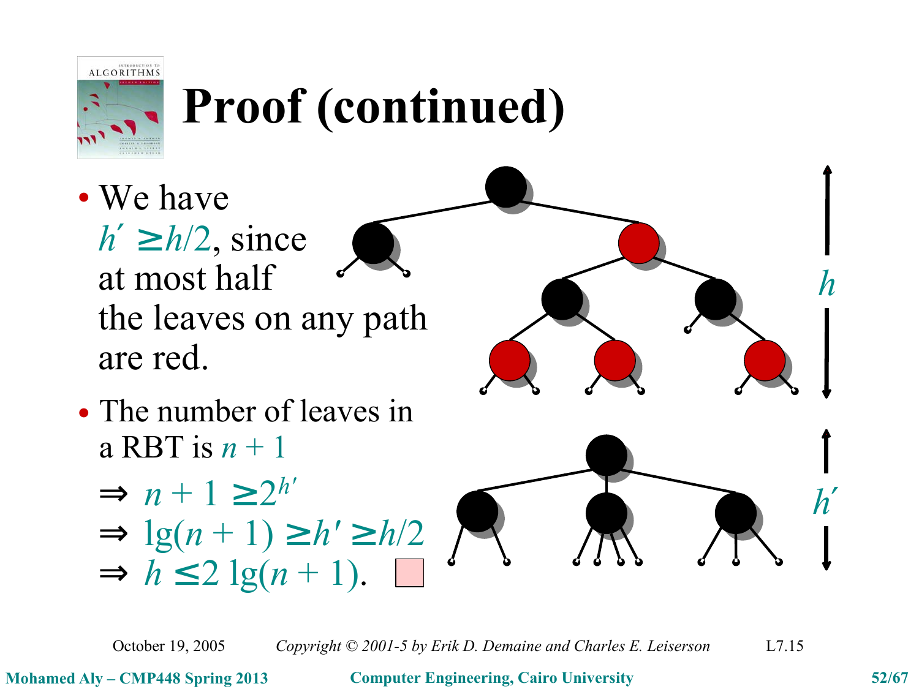# Proof (continued)

- We have $h' \geq h/2$, since at most half the leaves on any path are red.
- The number of leaves in a RBT is $n + 1$

$\Rightarrow n + 1 \geq 2^{h'}$

$\Rightarrow \lg(n + 1) \geq h' \geq h/2$

$\Rightarrow h \leq 2 \lg(n + 1)$. ∎

$h$

$h'$

October 19, 2005 Copyright © 2001-5 by Erik D. Demaine and Charles E. Leiserson L7.15

Mohamed Aly – CMP448 Spring 2013 Computer Engineering, Cairo University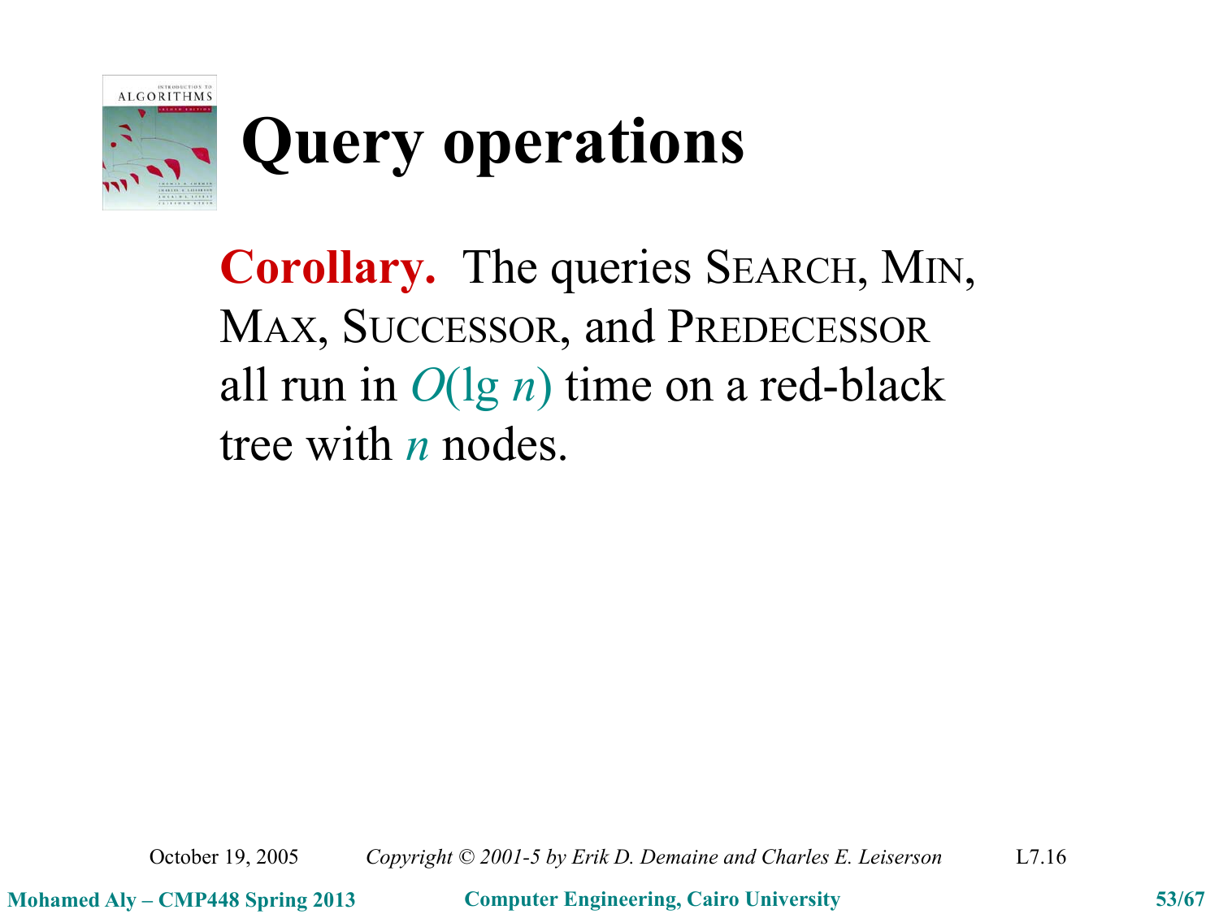# Query operations

**Corollary.** The queries SEARCH, MIN, MAX, SUCCESSOR, and PREDECESSOR all run in $O(\lg n)$ time on a red-black tree with $n$ nodes.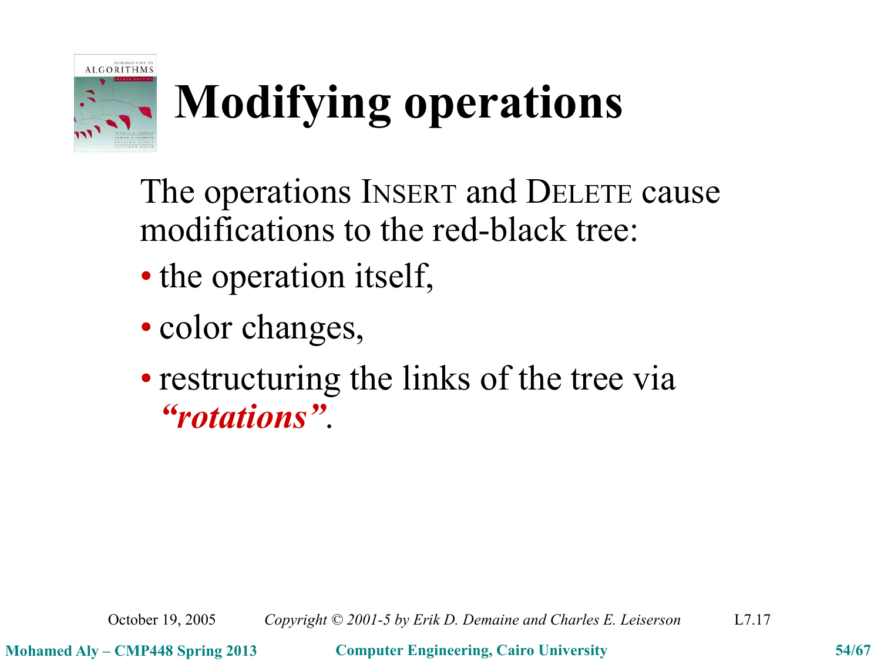# Modifying operations

The operations INSERT and DELETE cause modifications to the red-black tree:

- the operation itself,
- color changes,
- restructuring the links of the tree via ***"rotations"***.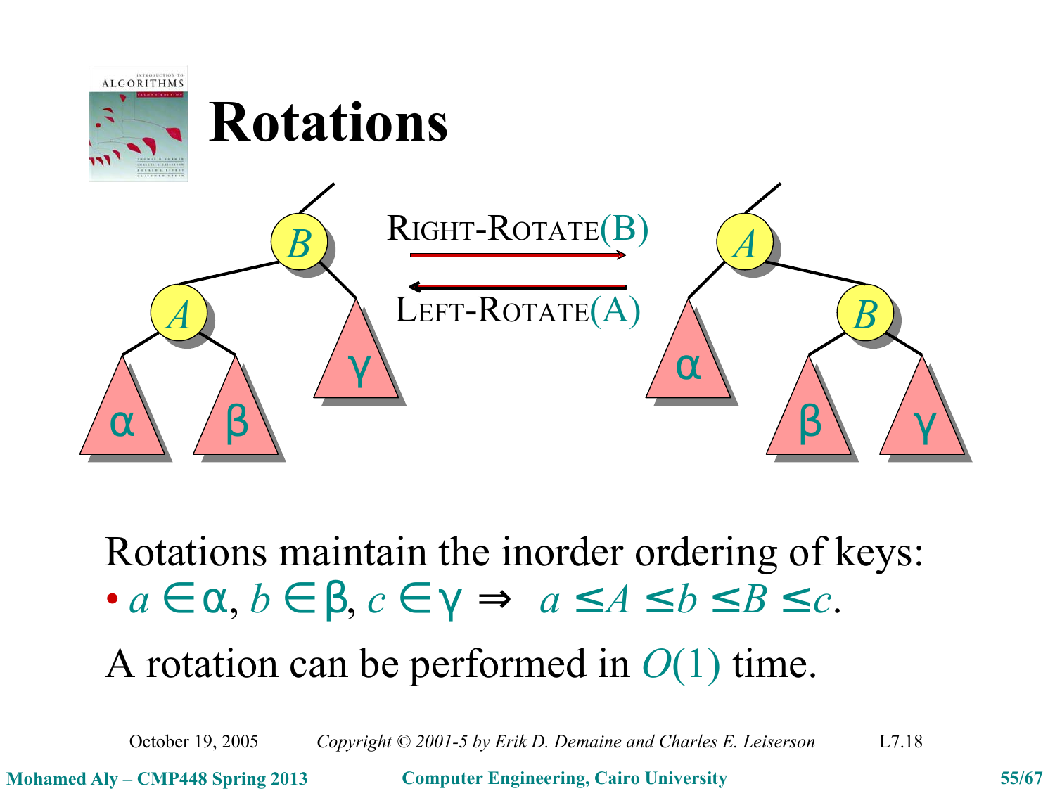# Rotations

RIGHT-ROTATE(B)

LEFT-ROTATE(A)

Rotations maintain the inorder ordering of keys:

- $a \in \alpha$, $b \in \beta$, $c \in \gamma \Rightarrow a \le A \le b \le B \le c$.

A rotation can be performed in $O(1)$ time.

October 19, 2005 *Copyright © 2001-5 by Erik D. Demaine and Charles E. Leiserson* L7.18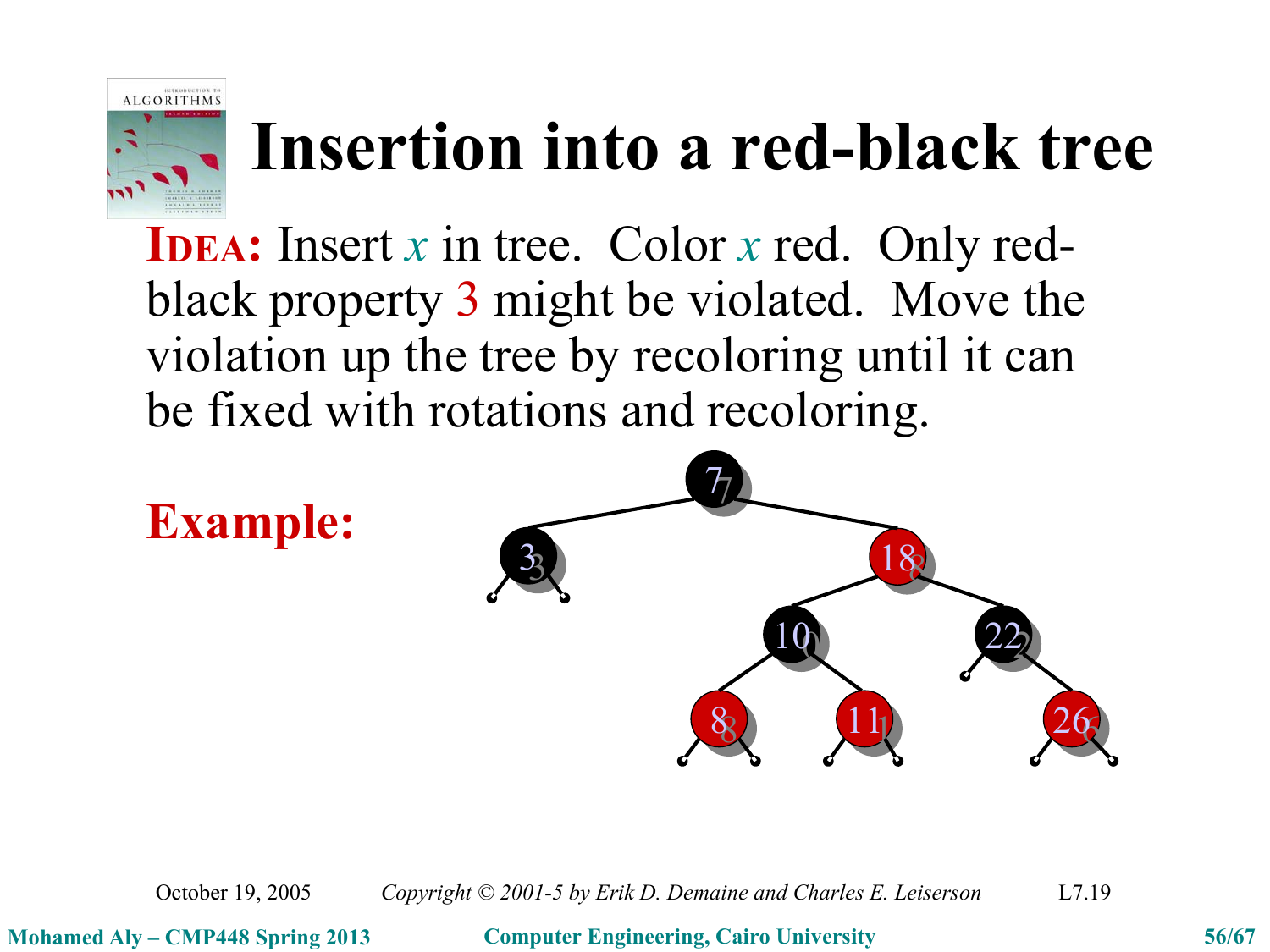# Insertion into a red-black tree

**IDEA:** Insert $x$ in tree. Color $x$ red. Only red-black property 3 might be violated. Move the violation up the tree by recoloring until it can be fixed with rotations and recoloring.

**Example:**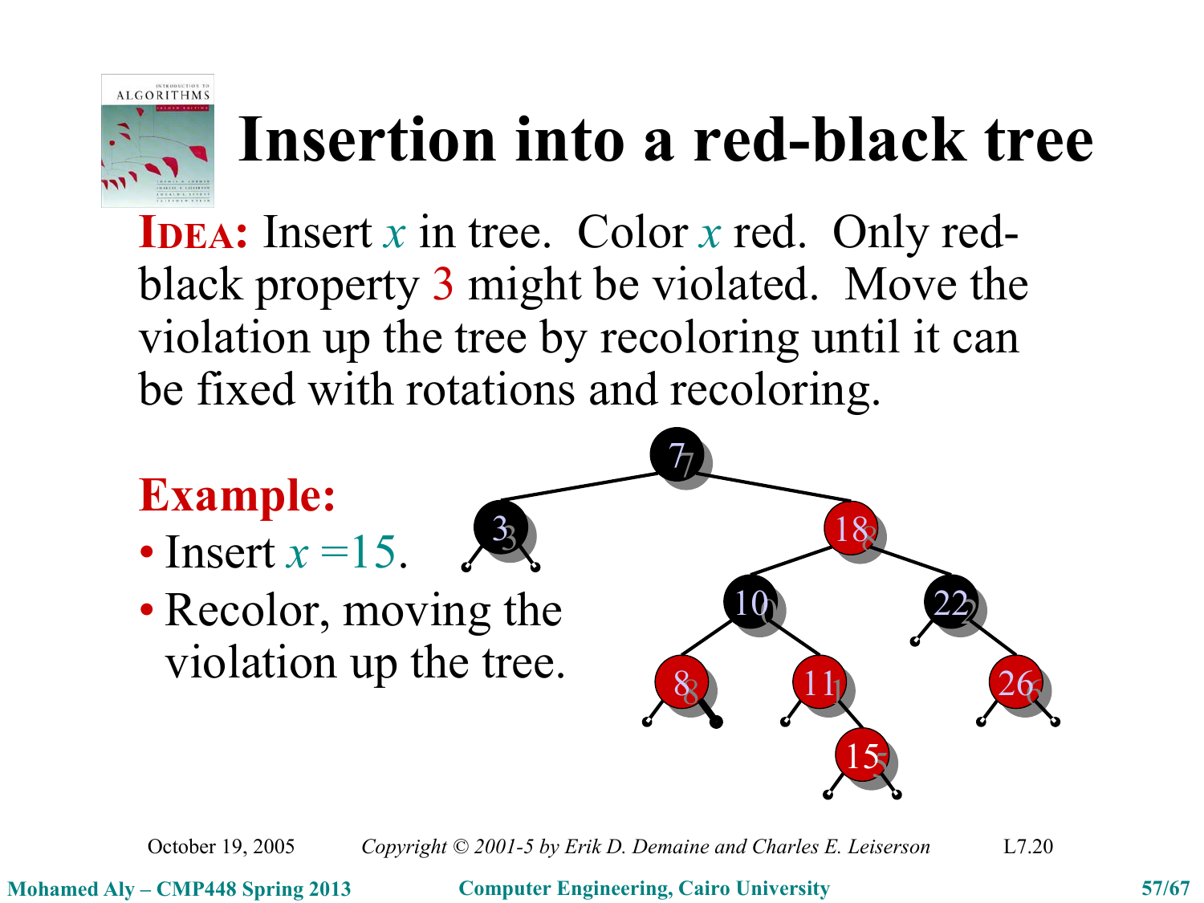# Insertion into a red-black tree

**IDEA:** Insert $x$ in tree. Color $x$ red. Only red-black property 3 might be violated. Move the violation up the tree by recoloring until it can be fixed with rotations and recoloring.

**Example:**

- Insert $x = 15$.
- Recolor, moving the violation up the tree.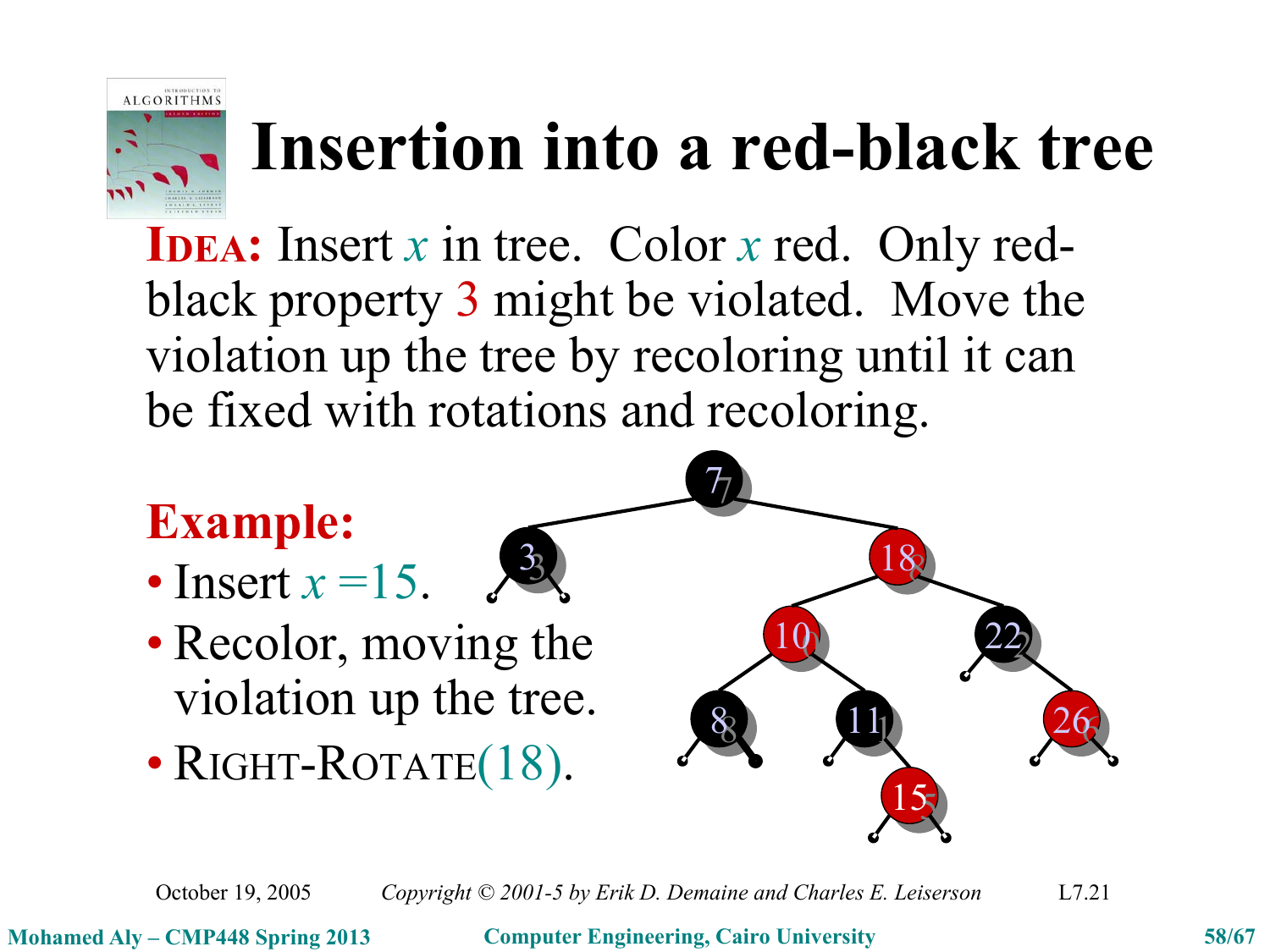# Insertion into a red-black tree

**IDEA:** Insert $x$ in tree. Color $x$ red. Only red-black property 3 might be violated. Move the violation up the tree by recoloring until it can be fixed with rotations and recoloring.

**Example:**

- Insert $x = 15$.
- Recolor, moving the violation up the tree.
- RIGHT-ROTATE(18).

October 19, 2005 *Copyright © 2001-5 by Erik D. Demaine and Charles E. Leiserson* L7.21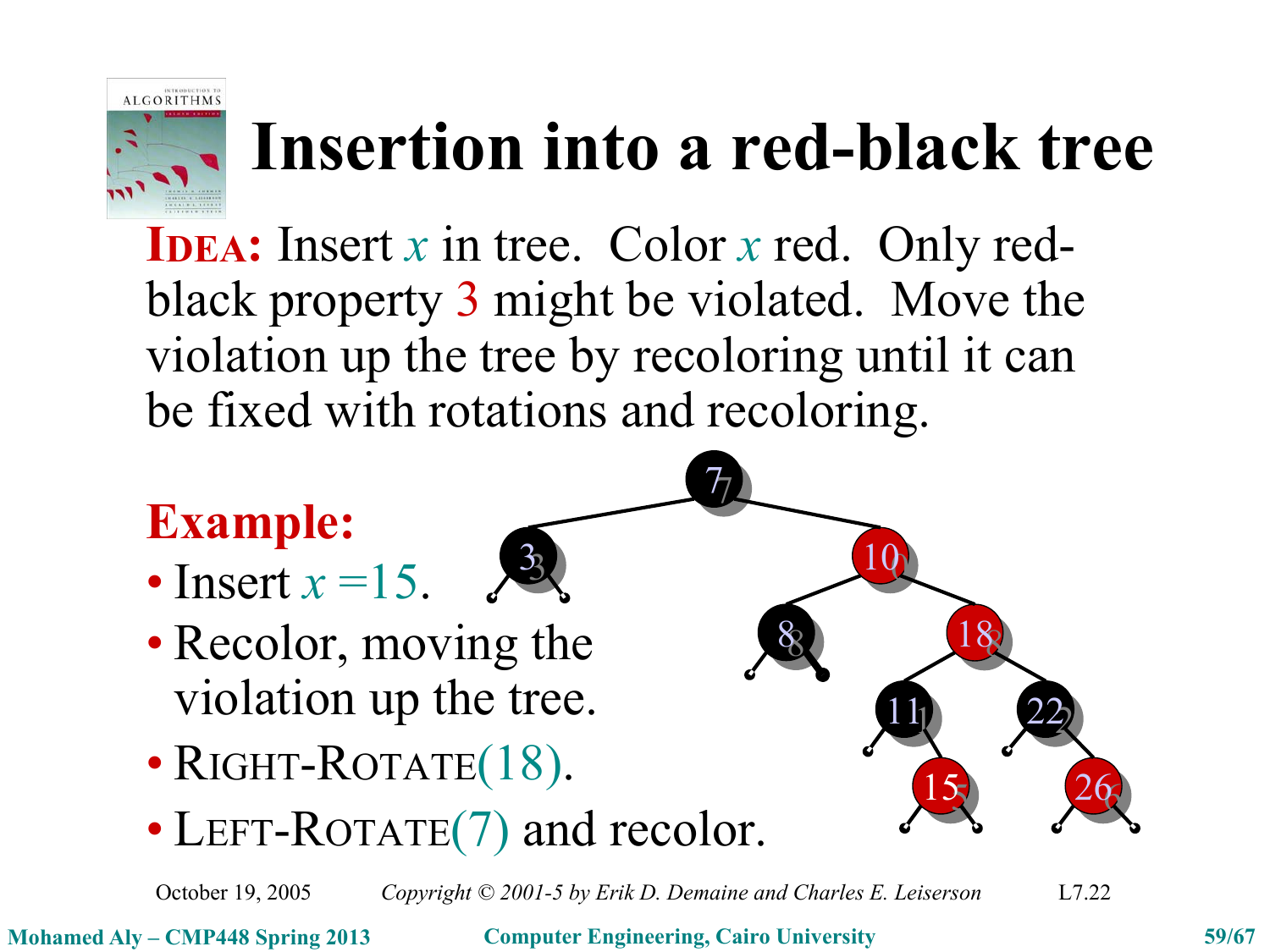# Insertion into a red-black tree

**IDEA:** Insert $x$ in tree. Color $x$ red. Only red-black property 3 might be violated. Move the violation up the tree by recoloring until it can be fixed with rotations and recoloring.

**Example:**

- Insert $x$ =15.
- Recolor, moving the violation up the tree.
- RIGHT-ROTATE(18).
- LEFT-ROTATE(7) and recolor.

October 19, 2005 — Copyright © 2001-5 by Erik D. Demaine and Charles E. Leiserson — L7.22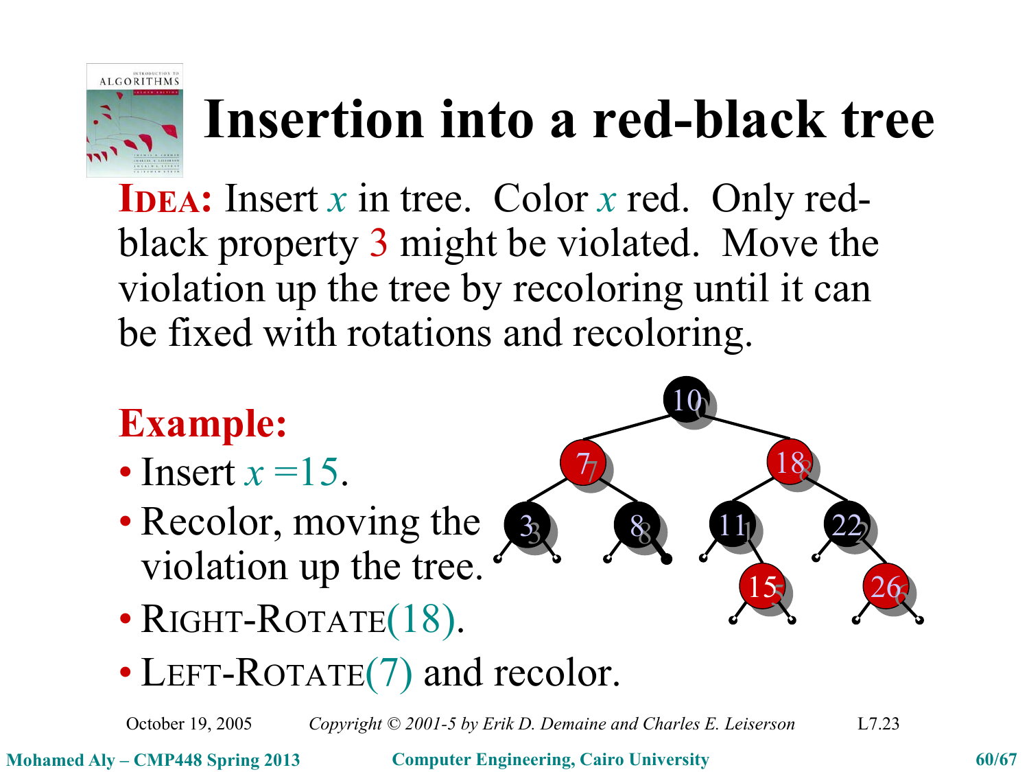# Insertion into a red-black tree

**IDEA:** Insert $x$ in tree. Color $x$ red. Only red-black property 3 might be violated. Move the violation up the tree by recoloring until it can be fixed with rotations and recoloring.

**Example:**

- Insert $x$ =15.
- Recolor, moving the violation up the tree.
- RIGHT-ROTATE(18).
- LEFT-ROTATE(7) and recolor.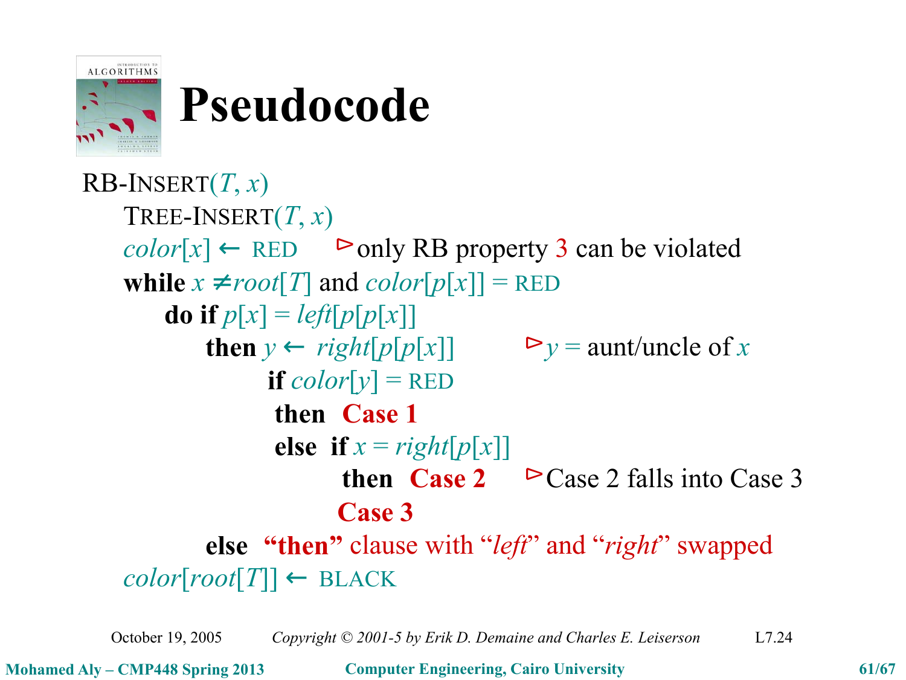# Pseudocode

```
RB-INSERT(T, x)
    TREE-INSERT(T, x)
    color[x] ← RED        ⊳ only RB property 3 can be violated
    while x ≠ root[T] and color[p[x]] = RED
        do if p[x] = left[p[p[x]]]
            then y ← right[p[p[x]]]        ⊳ y = aunt/uncle of x
                 if color[y] = RED
                  then Case 1
                  else if x = right[p[x]]
                        then Case 2        ⊳ Case 2 falls into Case 3
                       Case 3
            else "then" clause with "left" and "right" swapped
    color[root[T]] ← BLACK
```

October 19, 2005 — Copyright © 2001-5 by Erik D. Demaine and Charles E. Leiserson — L7.24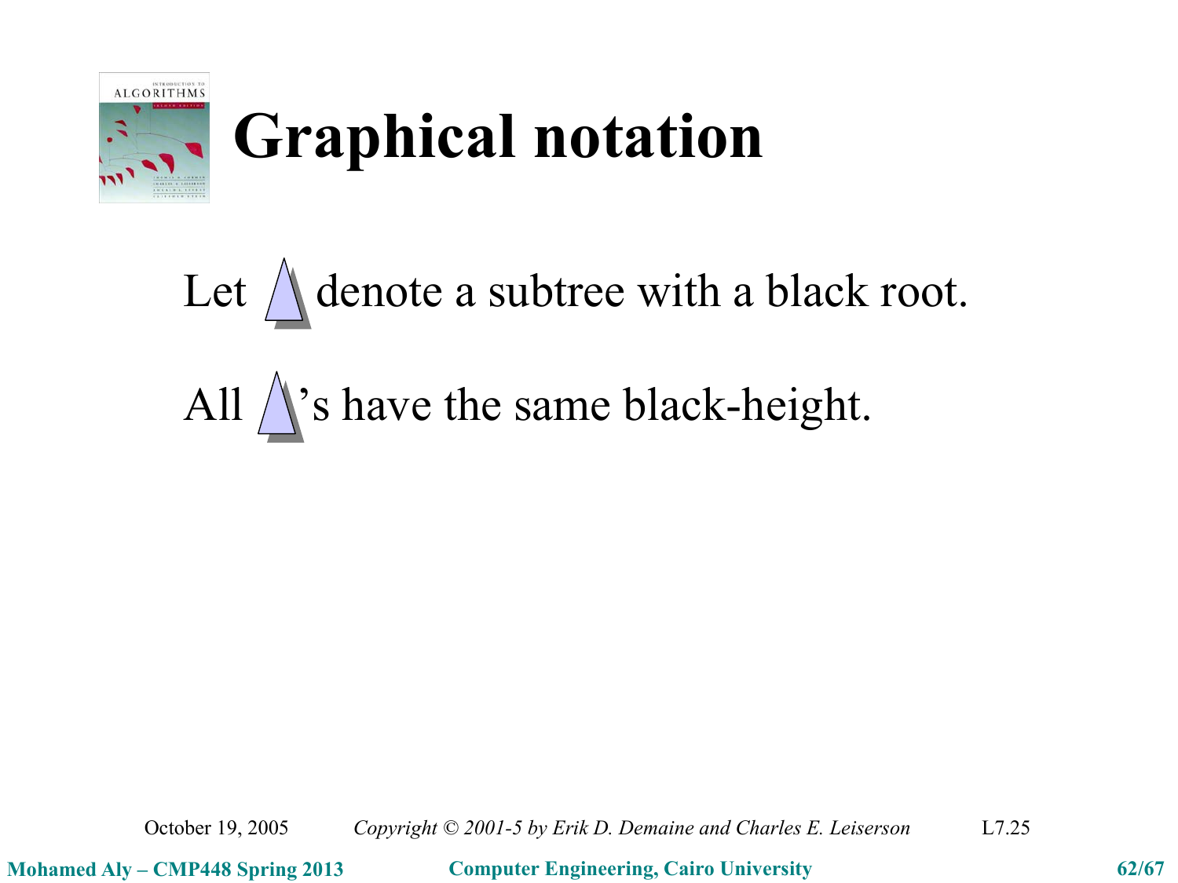# Graphical notation

Let △ denote a subtree with a black root.

All △'s have the same black-height.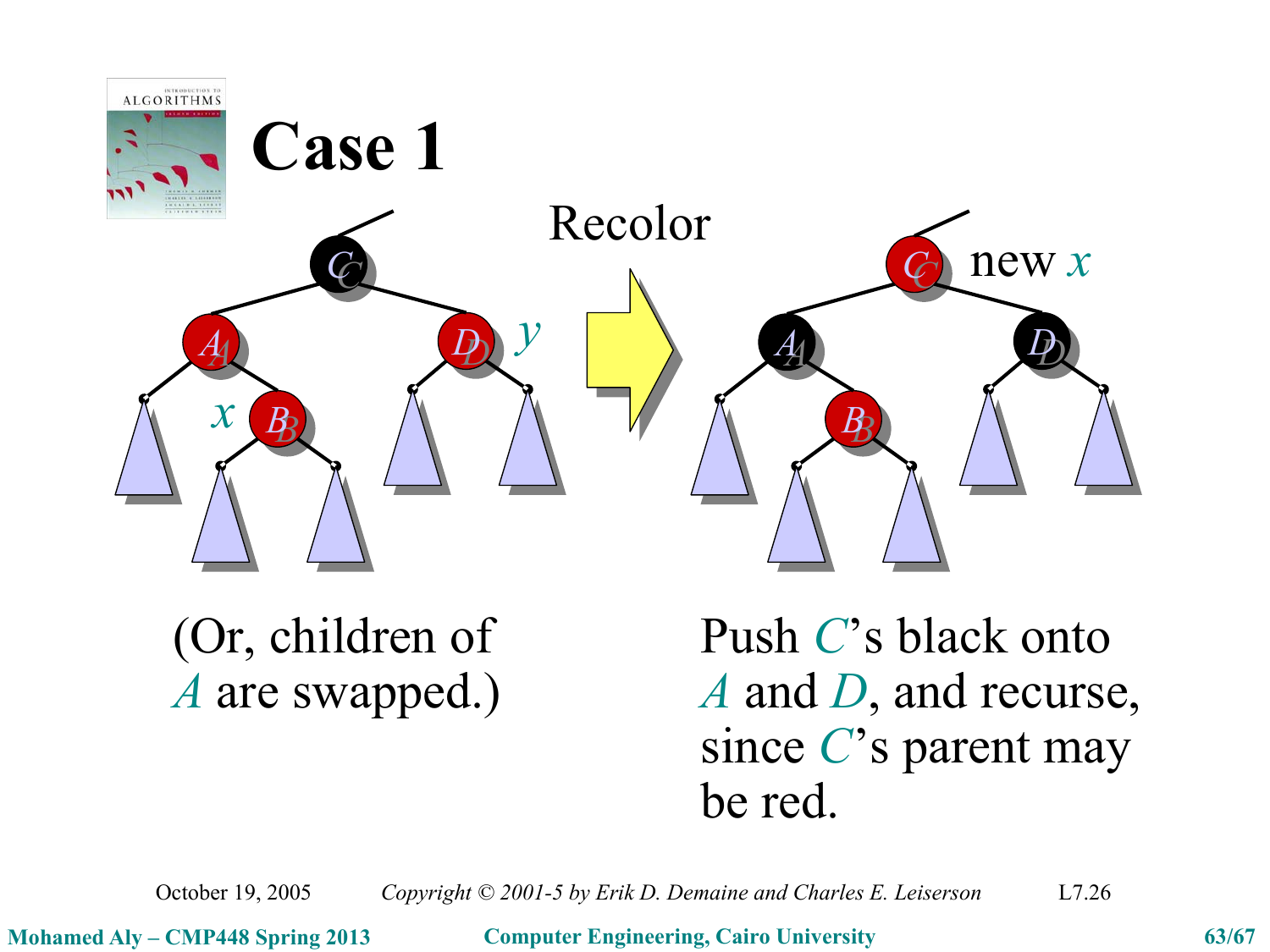# Case 1

Recolor

(Or, children of $A$ are swapped.)

Push $C$'s black onto $A$ and $D$, and recurse, since $C$'s parent may be red.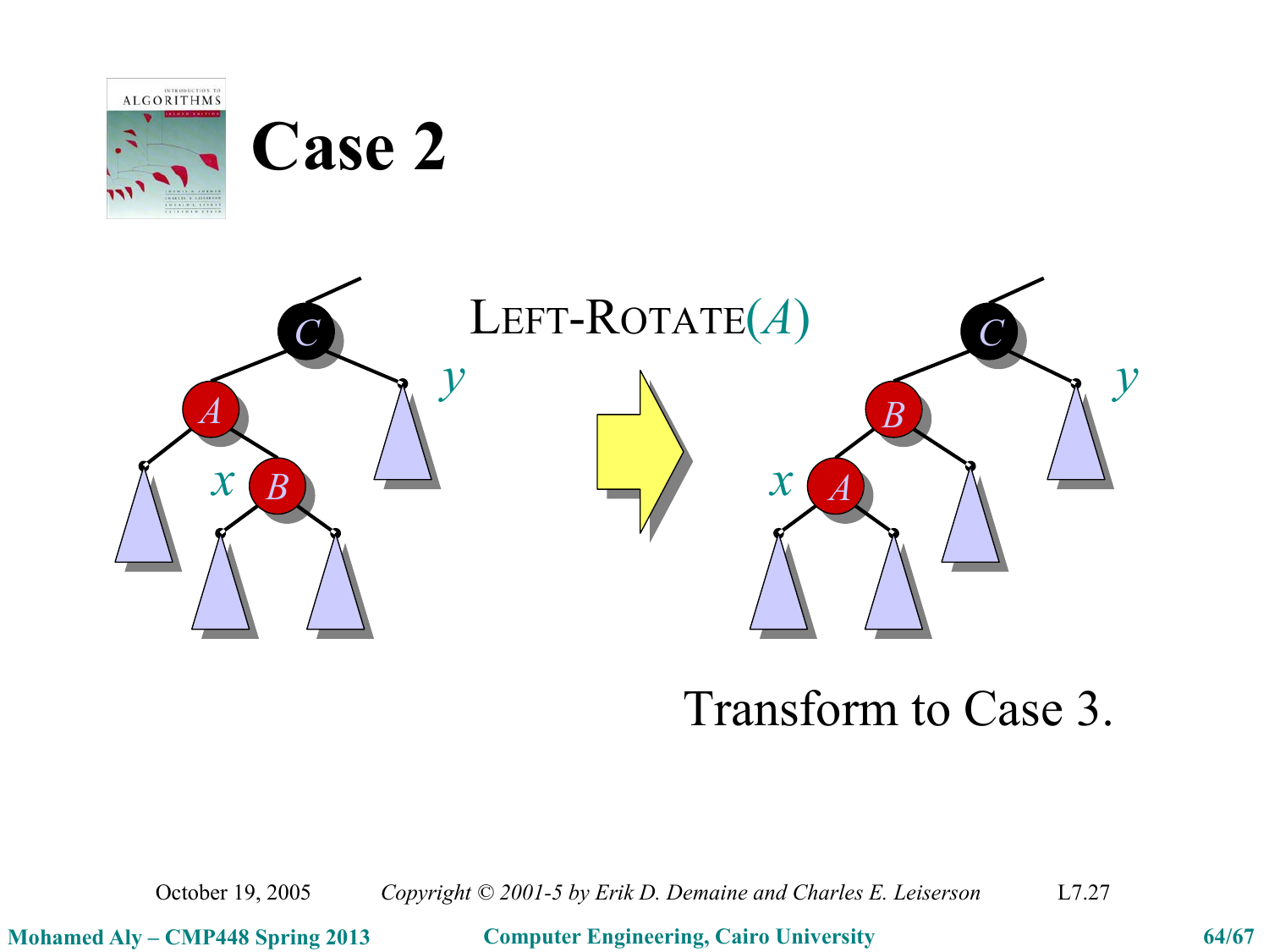# Case 2

LEFT-ROTATE($A$)

Transform to Case 3.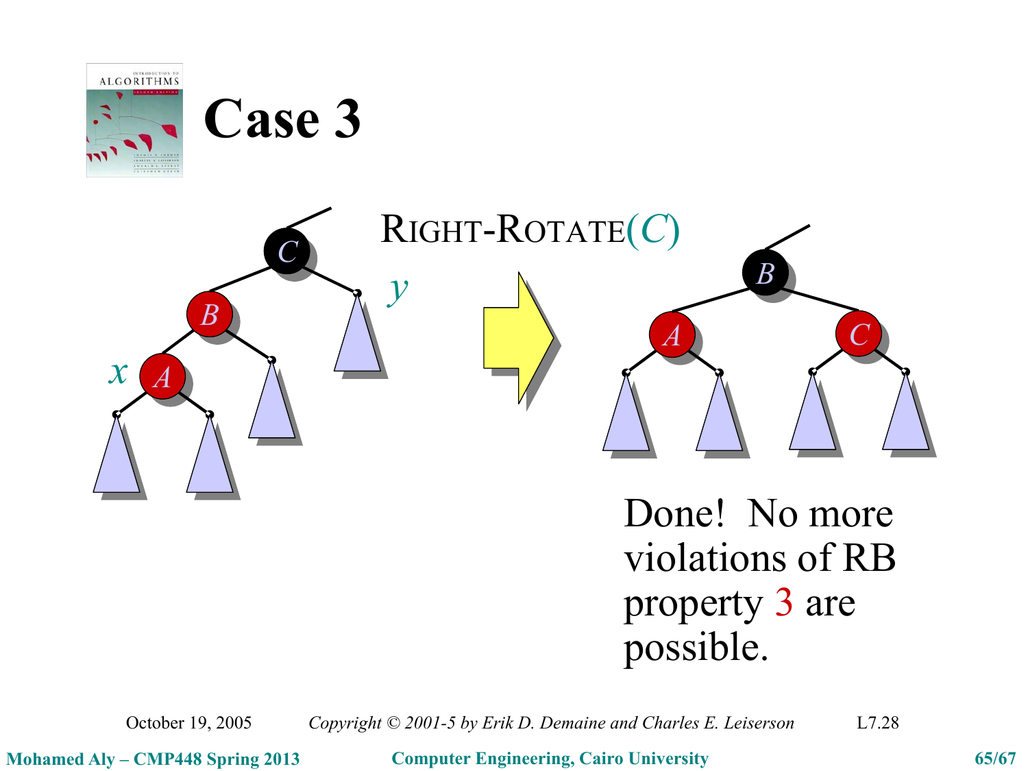# Case 3

RIGHT-ROTATE($C$)

Done! No more violations of RB property 3 are possible.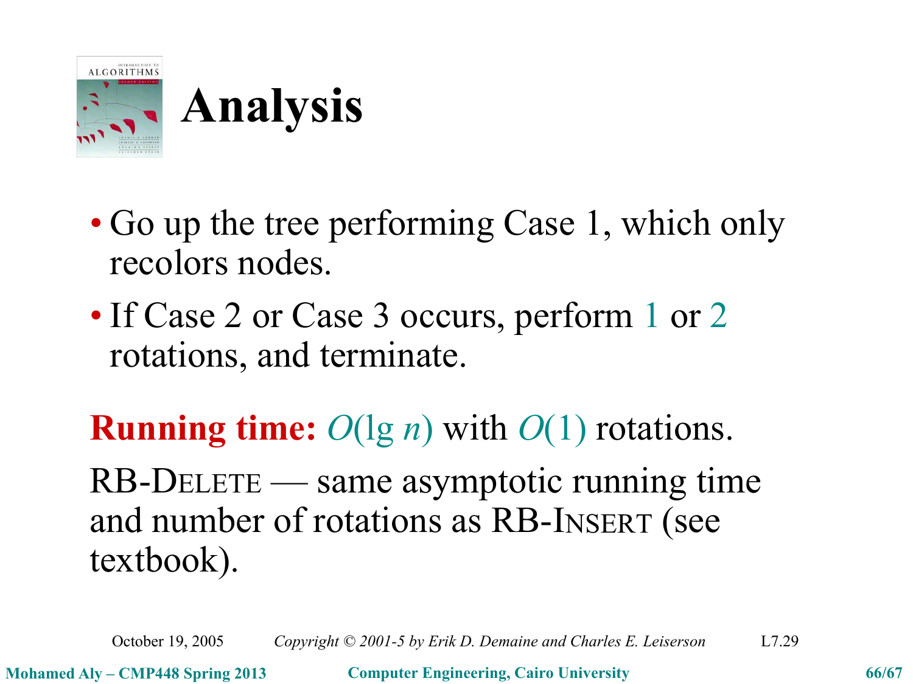# Analysis

- Go up the tree performing Case 1, which only recolors nodes.
- If Case 2 or Case 3 occurs, perform 1 or 2 rotations, and terminate.

**Running time:** $O(\lg n)$ with $O(1)$ rotations.

RB-DELETE — same asymptotic running time and number of rotations as RB-INSERT (see textbook).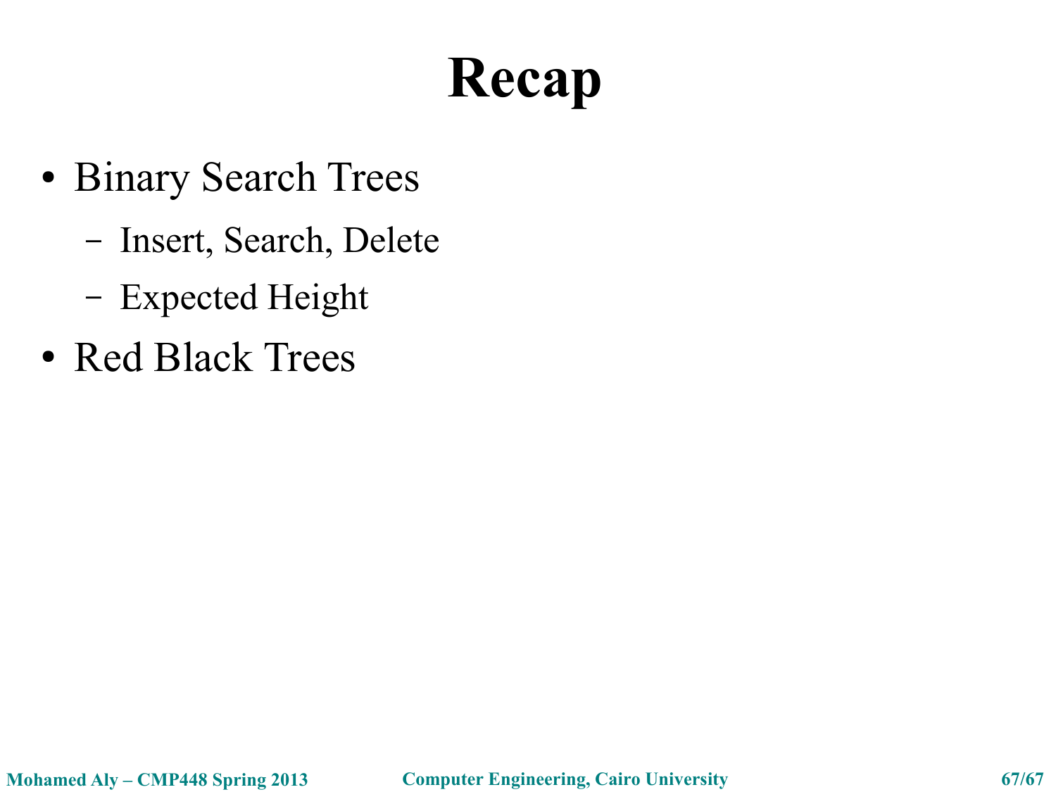# Recap

- Binary Search Trees
  - Insert, Search, Delete
  - Expected Height
- Red Black Trees